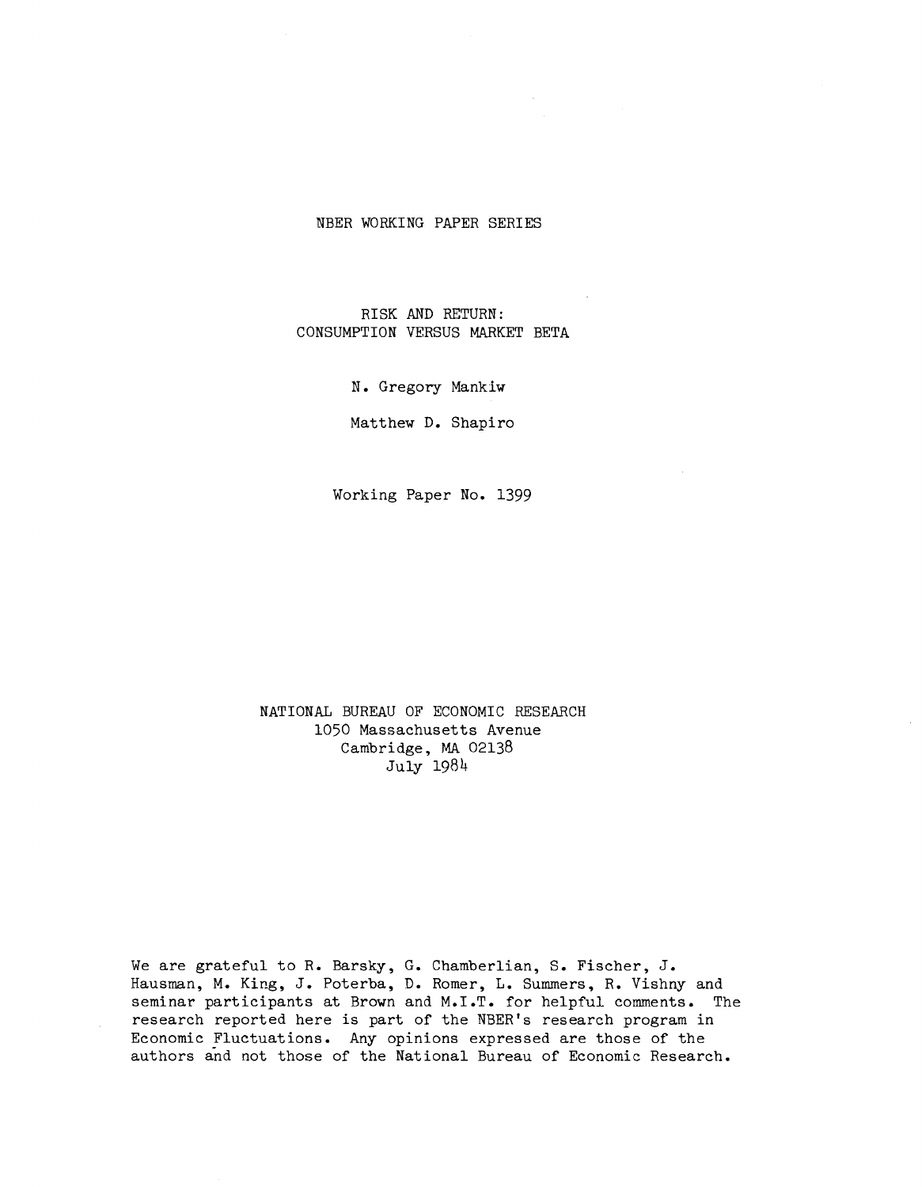NBER WORKING PAPER SERIES

# RISK AND RETURN: CONSUMPTION VERSUS MARKET BETA

N. Gregory Mankiw

Matthew D. Shapiro

Working Paper No. 1399

NATIONAL BUREAU OF ECONOMIC RESEARCH
1050 Massachusetts Avenue
Cambridge, MA 02138
July 1984

We are grateful to R. Barsky, G. Chamberlian, S. Fischer, J. Hausman, M. King, J. Poterba, D. Romer, L. Summers, R. Vishny and seminar participants at Brown and M.I.T. for helpful comments. The research reported here is part of the NBER's research program in Economic Fluctuations. Any opinions expressed are those of the authors and not those of the National Bureau of Economic Research.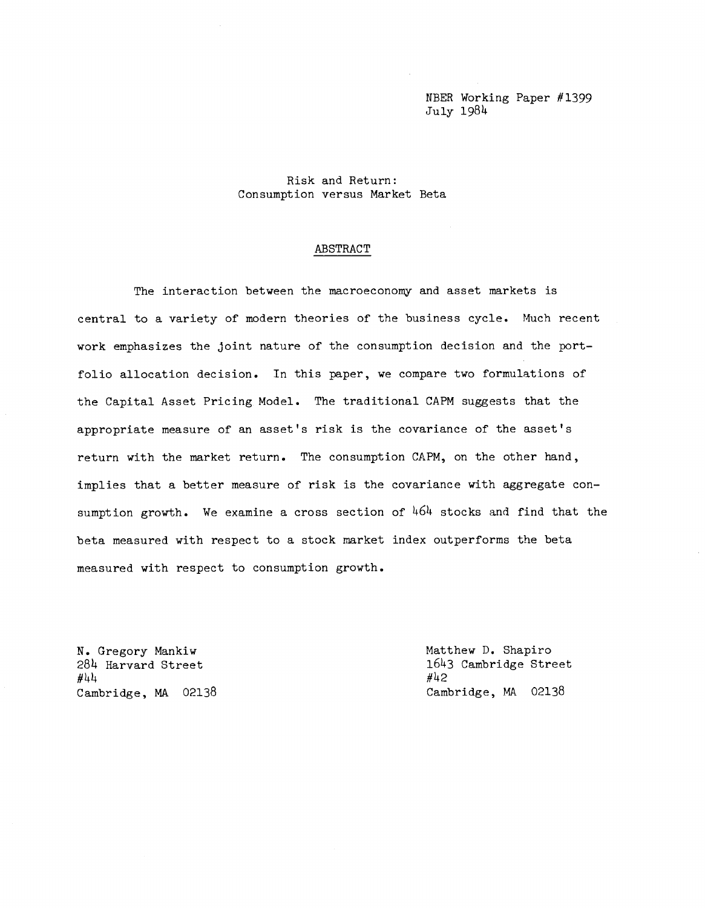NBER Working Paper #1399
July 1984

Risk and Return:
Consumption versus Market Beta

## ABSTRACT

The interaction between the macroeconomy and asset markets is central to a variety of modern theories of the business cycle. Much recent work emphasizes the joint nature of the consumption decision and the portfolio allocation decision. In this paper, we compare two formulations of the Capital Asset Pricing Model. The traditional CAPM suggests that the appropriate measure of an asset's risk is the covariance of the asset's return with the market return. The consumption CAPM, on the other hand, implies that a better measure of risk is the covariance with aggregate consumption growth. We examine a cross section of 464 stocks and find that the beta measured with respect to a stock market index outperforms the beta measured with respect to consumption growth.

N. Gregory Mankiw
284 Harvard Street
#44
Cambridge, MA 02138

Matthew D. Shapiro
1643 Cambridge Street
#42
Cambridge, MA 02138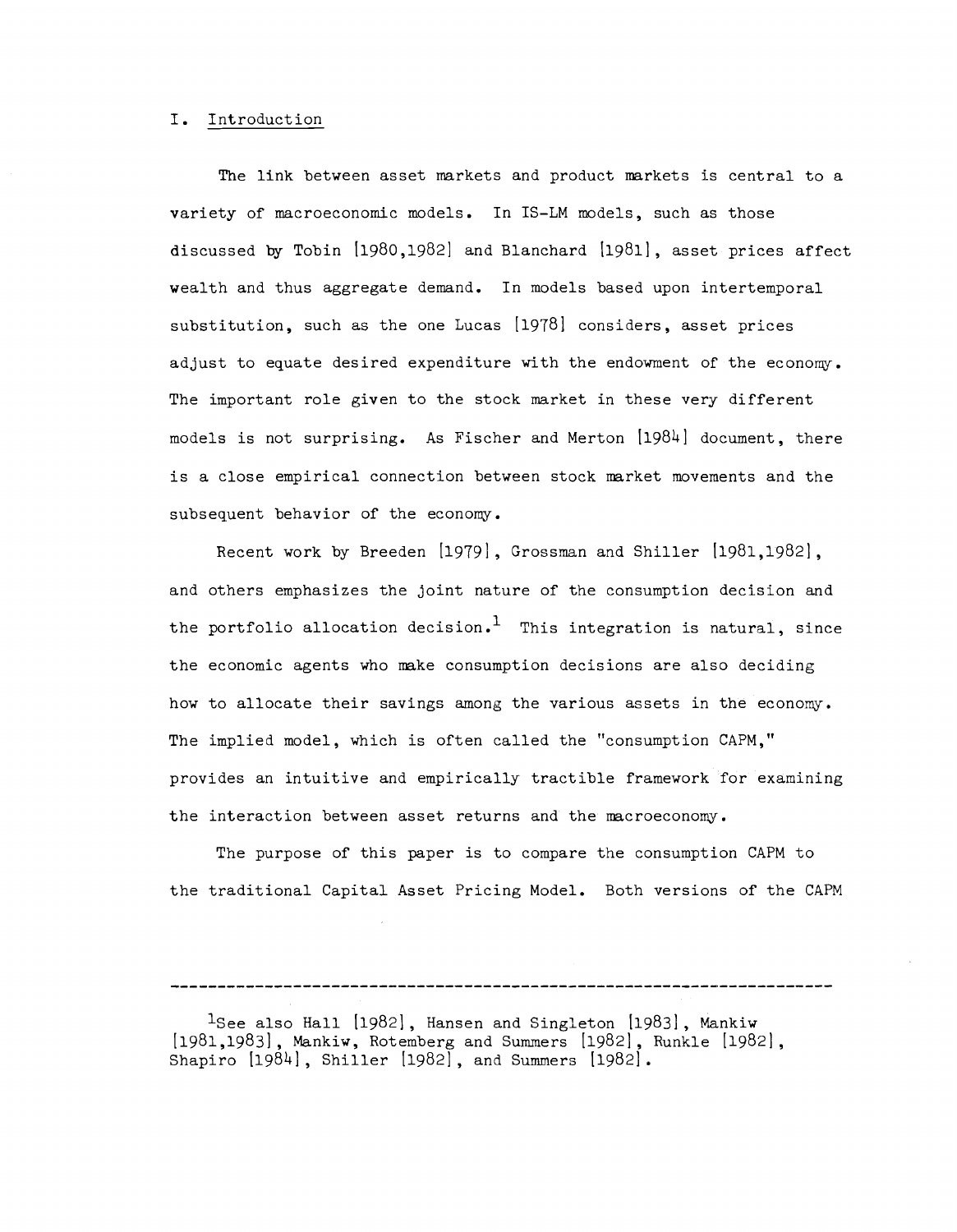## I. Introduction

The link between asset markets and product markets is central to a variety of macroeconomic models. In IS-LM models, such as those discussed by Tobin [1980,1982] and Blanchard [1981], asset prices affect wealth and thus aggregate demand. In models based upon intertemporal substitution, such as the one Lucas [1978] considers, asset prices adjust to equate desired expenditure with the endowment of the economy. The important role given to the stock market in these very different models is not surprising. As Fischer and Merton [1984] document, there is a close empirical connection between stock market movements and the subsequent behavior of the economy.

Recent work by Breeden [1979], Grossman and Shiller [1981,1982], and others emphasizes the joint nature of the consumption decision and the portfolio allocation decision.[1] This integration is natural, since the economic agents who make consumption decisions are also deciding how to allocate their savings among the various assets in the economy. The implied model, which is often called the "consumption CAPM," provides an intuitive and empirically tractible framework for examining the interaction between asset returns and the macroeconomy.

The purpose of this paper is to compare the consumption CAPM to the traditional Capital Asset Pricing Model. Both versions of the CAPM

---

[1] See also Hall [1982], Hansen and Singleton [1983], Mankiw [1981,1983], Mankiw, Rotemberg and Summers [1982], Runkle [1982], Shapiro [1984], Shiller [1982], and Summers [1982].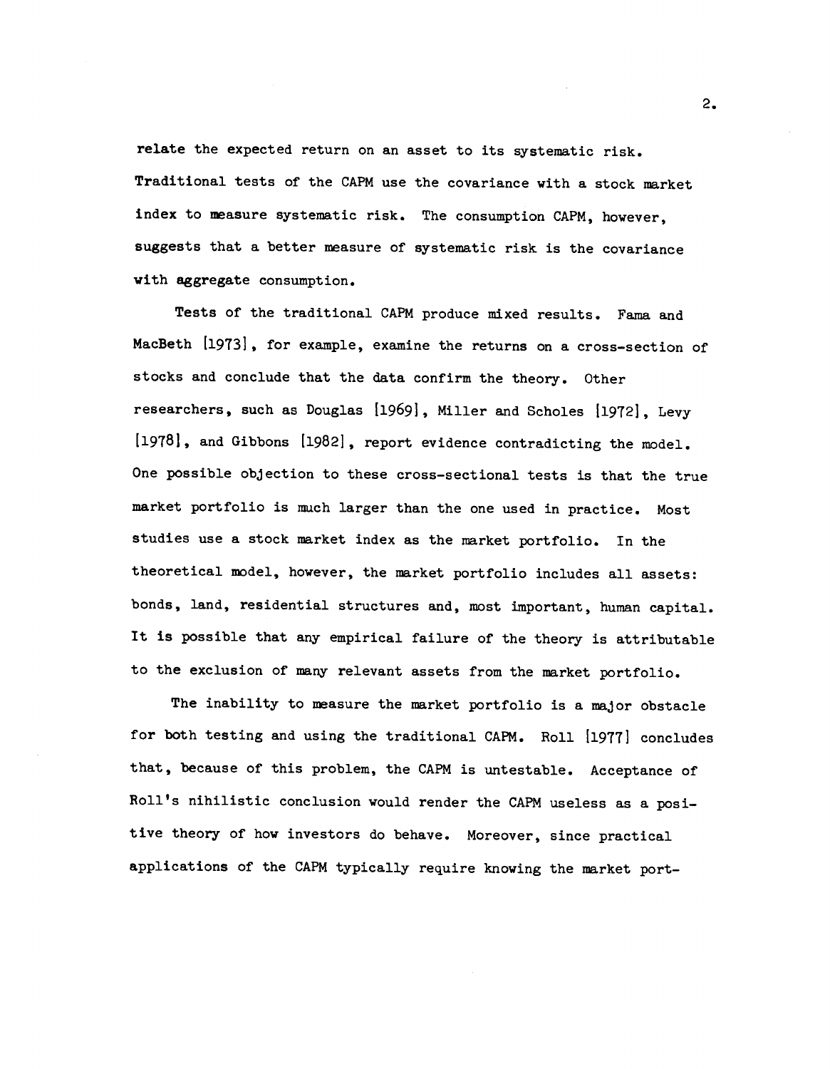relate the expected return on an asset to its systematic risk. Traditional tests of the CAPM use the covariance with a stock market index to measure systematic risk. The consumption CAPM, however, suggests that a better measure of systematic risk is the covariance with aggregate consumption.

Tests of the traditional CAPM produce mixed results. Fama and MacBeth [1973], for example, examine the returns on a cross-section of stocks and conclude that the data confirm the theory. Other researchers, such as Douglas [1969], Miller and Scholes [1972], Levy [1978], and Gibbons [1982], report evidence contradicting the model. One possible objection to these cross-sectional tests is that the true market portfolio is much larger than the one used in practice. Most studies use a stock market index as the market portfolio. In the theoretical model, however, the market portfolio includes all assets: bonds, land, residential structures and, most important, human capital. It is possible that any empirical failure of the theory is attributable to the exclusion of many relevant assets from the market portfolio.

The inability to measure the market portfolio is a major obstacle for both testing and using the traditional CAPM. Roll [1977] concludes that, because of this problem, the CAPM is untestable. Acceptance of Roll's nihilistic conclusion would render the CAPM useless as a positive theory of how investors do behave. Moreover, since practical applications of the CAPM typically require knowing the market port-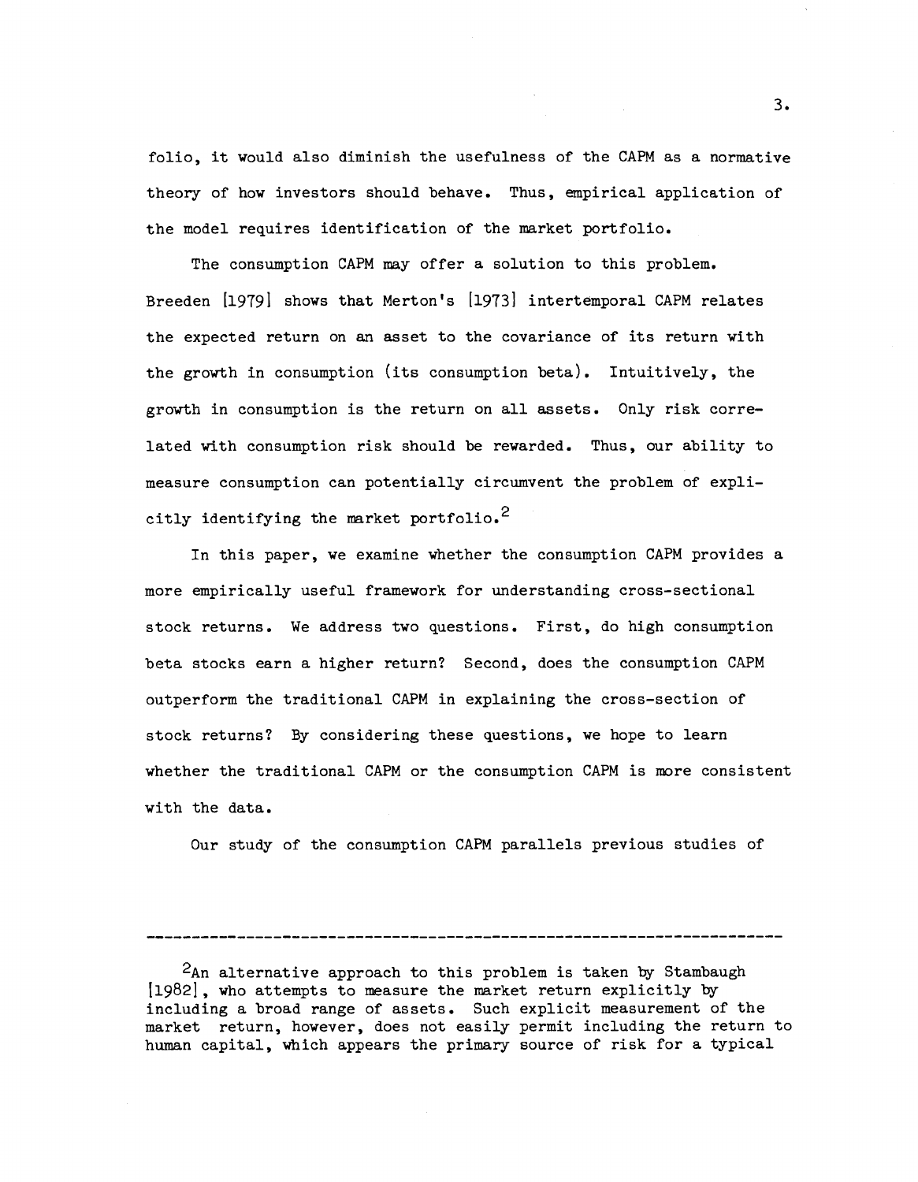folio, it would also diminish the usefulness of the CAPM as a normative theory of how investors should behave. Thus, empirical application of the model requires identification of the market portfolio.

The consumption CAPM may offer a solution to this problem. Breeden [1979] shows that Merton's [1973] intertemporal CAPM relates the expected return on an asset to the covariance of its return with the growth in consumption (its consumption beta). Intuitively, the growth in consumption is the return on all assets. Only risk correlated with consumption risk should be rewarded. Thus, our ability to measure consumption can potentially circumvent the problem of explicitly identifying the market portfolio.[2]

In this paper, we examine whether the consumption CAPM provides a more empirically useful framework for understanding cross-sectional stock returns. We address two questions. First, do high consumption beta stocks earn a higher return? Second, does the consumption CAPM outperform the traditional CAPM in explaining the cross-section of stock returns? By considering these questions, we hope to learn whether the traditional CAPM or the consumption CAPM is more consistent with the data.

Our study of the consumption CAPM parallels previous studies of

---

[2]An alternative approach to this problem is taken by Stambaugh [1982], who attempts to measure the market return explicitly by including a broad range of assets. Such explicit measurement of the market return, however, does not easily permit including the return to human capital, which appears the primary source of risk for a typical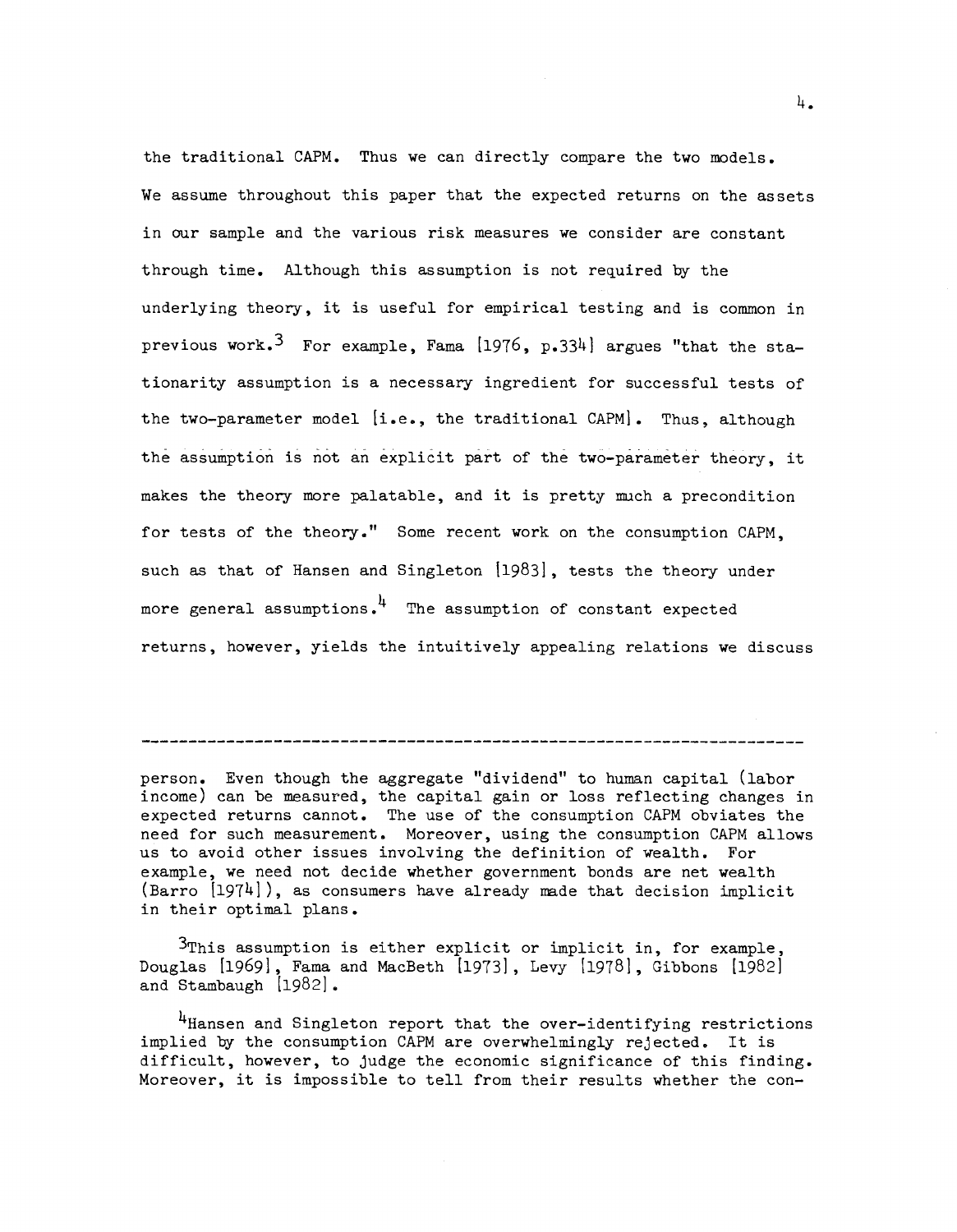the traditional CAPM. Thus we can directly compare the two models. We assume throughout this paper that the expected returns on the assets in our sample and the various risk measures we consider are constant through time. Although this assumption is not required by the underlying theory, it is useful for empirical testing and is common in previous work.[3] For example, Fama [1976, p.334] argues "that the stationarity assumption is a necessary ingredient for successful tests of the two-parameter model [i.e., the traditional CAPM]. Thus, although the assumption is not an explicit part of the two-parameter theory, it makes the theory more palatable, and it is pretty much a precondition for tests of the theory." Some recent work on the consumption CAPM, such as that of Hansen and Singleton [1983], tests the theory under more general assumptions.[4] The assumption of constant expected returns, however, yields the intuitively appealing relations we discuss

---

person. Even though the aggregate "dividend" to human capital (labor income) can be measured, the capital gain or loss reflecting changes in expected returns cannot. The use of the consumption CAPM obviates the need for such measurement. Moreover, using the consumption CAPM allows us to avoid other issues involving the definition of wealth. For example, we need not decide whether government bonds are net wealth (Barro [1974]), as consumers have already made that decision implicit in their optimal plans.

[3] This assumption is either explicit or implicit in, for example, Douglas [1969], Fama and MacBeth [1973], Levy [1978], Gibbons [1982] and Stambaugh [1982].

[4] Hansen and Singleton report that the over-identifying restrictions implied by the consumption CAPM are overwhelmingly rejected. It is difficult, however, to judge the economic significance of this finding. Moreover, it is impossible to tell from their results whether the con-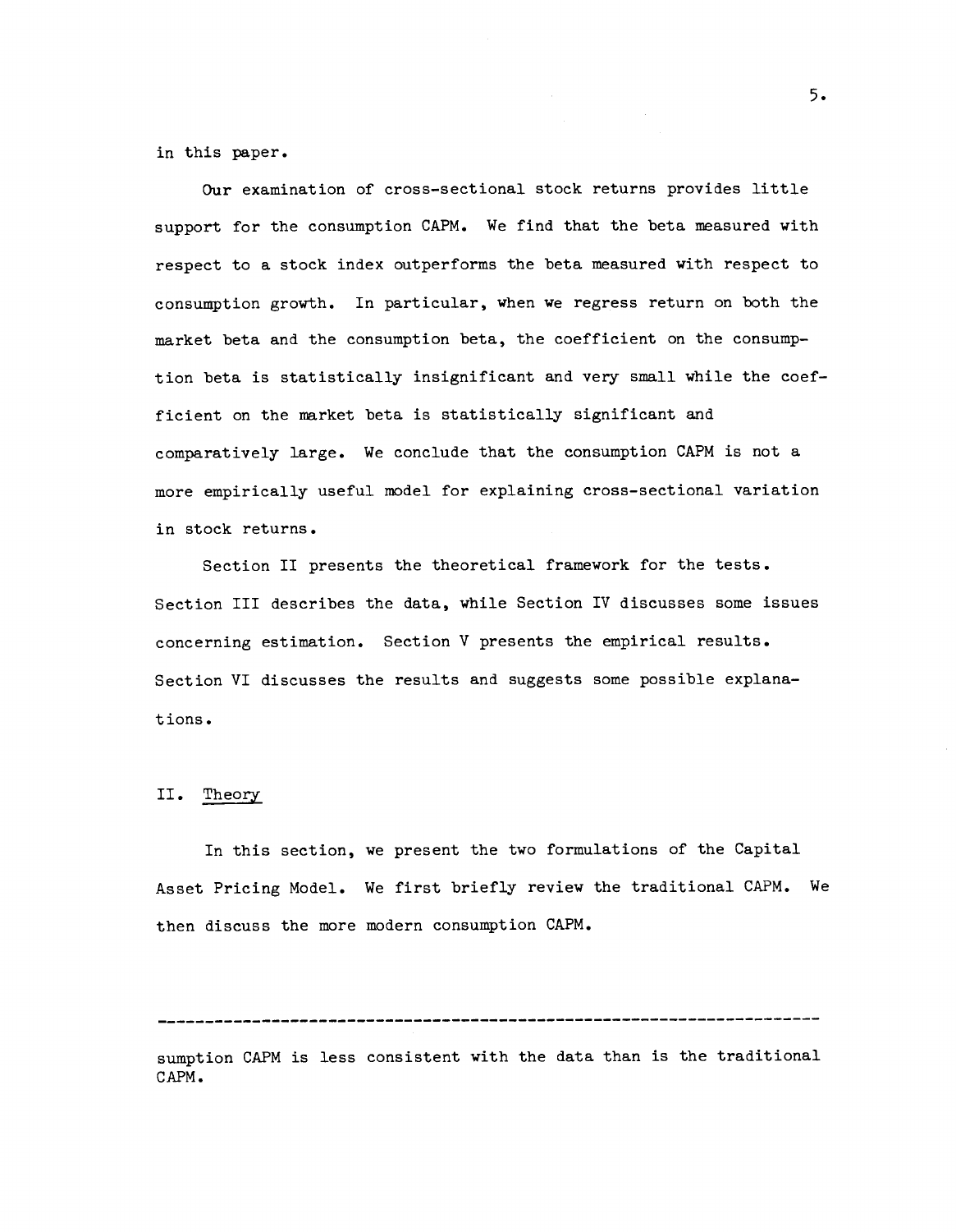in this paper.

Our examination of cross-sectional stock returns provides little support for the consumption CAPM. We find that the beta measured with respect to a stock index outperforms the beta measured with respect to consumption growth. In particular, when we regress return on both the market beta and the consumption beta, the coefficient on the consumption beta is statistically insignificant and very small while the coefficient on the market beta is statistically significant and comparatively large. We conclude that the consumption CAPM is not a more empirically useful model for explaining cross-sectional variation in stock returns.

Section II presents the theoretical framework for the tests. Section III describes the data, while Section IV discusses some issues concerning estimation. Section V presents the empirical results. Section VI discusses the results and suggests some possible explanations.

## II. Theory

In this section, we present the two formulations of the Capital Asset Pricing Model. We first briefly review the traditional CAPM. We then discuss the more modern consumption CAPM.

---

sumption CAPM is less consistent with the data than is the traditional CAPM.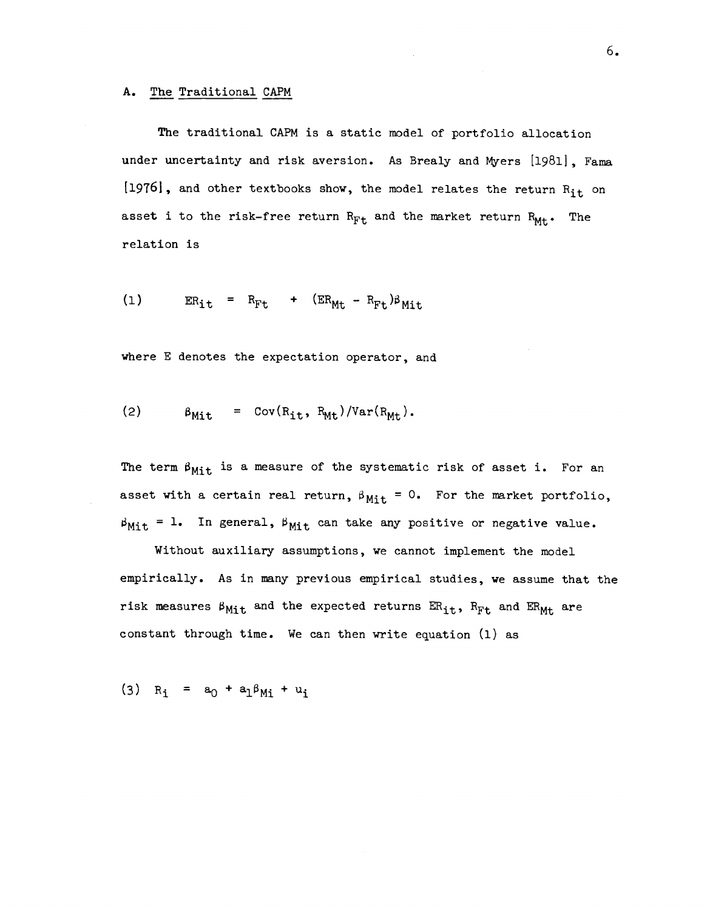### A. The Traditional CAPM

The traditional CAPM is a static model of portfolio allocation under uncertainty and risk aversion. As Brealy and Myers [1981], Fama [1976], and other textbooks show, the model relates the return $R_{it}$ on asset i to the risk-free return $R_{Ft}$ and the market return $R_{Mt}$. The relation is

$$(1) \qquad ER_{it} = R_{Ft} + (ER_{Mt} - R_{Ft})\beta_{Mit}$$

where E denotes the expectation operator, and

$$(2) \qquad \beta_{Mit} = \mathrm{Cov}(R_{it}, R_{Mt})/\mathrm{Var}(R_{Mt}).$$

The term $\beta_{Mit}$ is a measure of the systematic risk of asset i. For an asset with a certain real return, $\beta_{Mit} = 0$. For the market portfolio, $\beta_{Mit} = 1$. In general, $\beta_{Mit}$ can take any positive or negative value.

Without auxiliary assumptions, we cannot implement the model empirically. As in many previous empirical studies, we assume that the risk measures $\beta_{Mit}$ and the expected returns $ER_{it}$, $R_{Ft}$ and $ER_{Mt}$ are constant through time. We can then write equation (1) as

$$(3) \quad R_i = a_0 + a_1\beta_{Mi} + u_i$$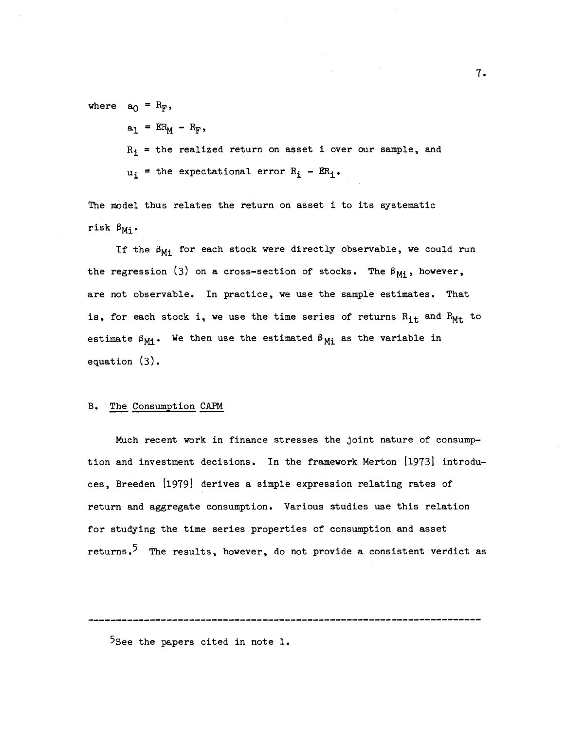where $a_0 = R_F$,

$a_1 = ER_M - R_F$,

$R_i$ = the realized return on asset i over our sample, and

$u_i$ = the expectational error $R_i - ER_i$.

The model thus relates the return on asset i to its systematic risk $\beta_{Mi}$.

If the $\beta_{Mi}$ for each stock were directly observable, we could run the regression (3) on a cross-section of stocks. The $\beta_{Mi}$, however, are not observable. In practice, we use the sample estimates. That is, for each stock i, we use the time series of returns $R_{it}$ and $R_{Mt}$ to estimate $\beta_{Mi}$. We then use the estimated $\beta_{Mi}$ as the variable in equation (3).

## B. The Consumption CAPM

Much recent work in finance stresses the joint nature of consumption and investment decisions. In the framework Merton [1973] introduces, Breeden [1979] derives a simple expression relating rates of return and aggregate consumption. Various studies use this relation for studying the time series properties of consumption and asset returns.[5] The results, however, do not provide a consistent verdict as

---

[5]See the papers cited in note 1.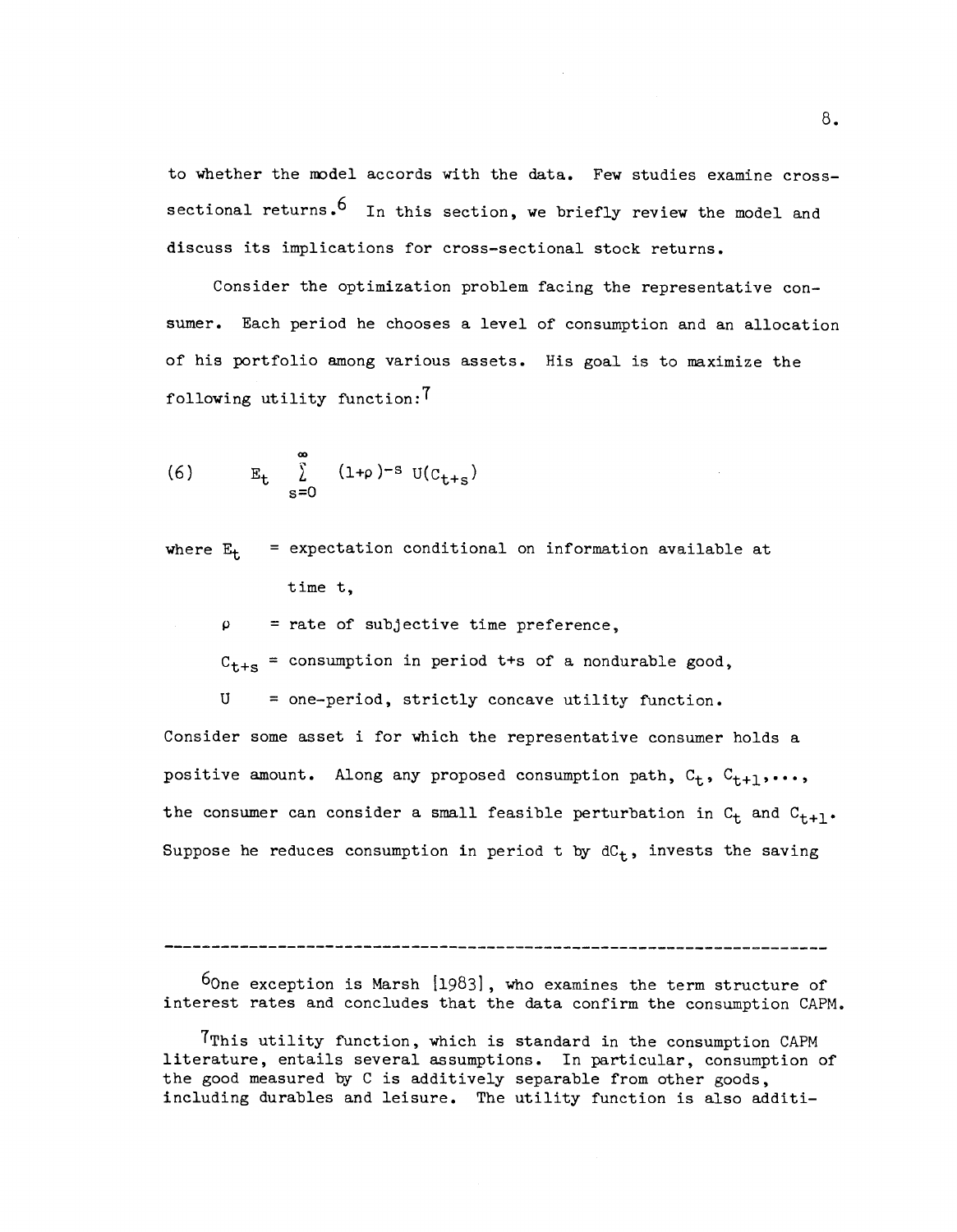to whether the model accords with the data. Few studies examine cross-sectional returns.[6] In this section, we briefly review the model and discuss its implications for cross-sectional stock returns.

Consider the optimization problem facing the representative consumer. Each period he chooses a level of consumption and an allocation of his portfolio among various assets. His goal is to maximize the following utility function:[7]

$$(6) \qquad E_t \sum_{s=0}^{\infty} (1+\rho)^{-s} U(C_{t+s})$$

where $E_t$ = expectation conditional on information available at time t,

$\rho$ = rate of subjective time preference,

$C_{t+s}$ = consumption in period t+s of a nondurable good,

U = one-period, strictly concave utility function.

Consider some asset i for which the representative consumer holds a positive amount. Along any proposed consumption path, $C_t$, $C_{t+1}, \ldots,$ the consumer can consider a small feasible perturbation in $C_t$ and $C_{t+1}$. Suppose he reduces consumption in period t by $dC_t$, invests the saving

---

[6]One exception is Marsh [1983], who examines the term structure of interest rates and concludes that the data confirm the consumption CAPM.

[7]This utility function, which is standard in the consumption CAPM literature, entails several assumptions. In particular, consumption of the good measured by C is additively separable from other goods, including durables and leisure. The utility function is also additi-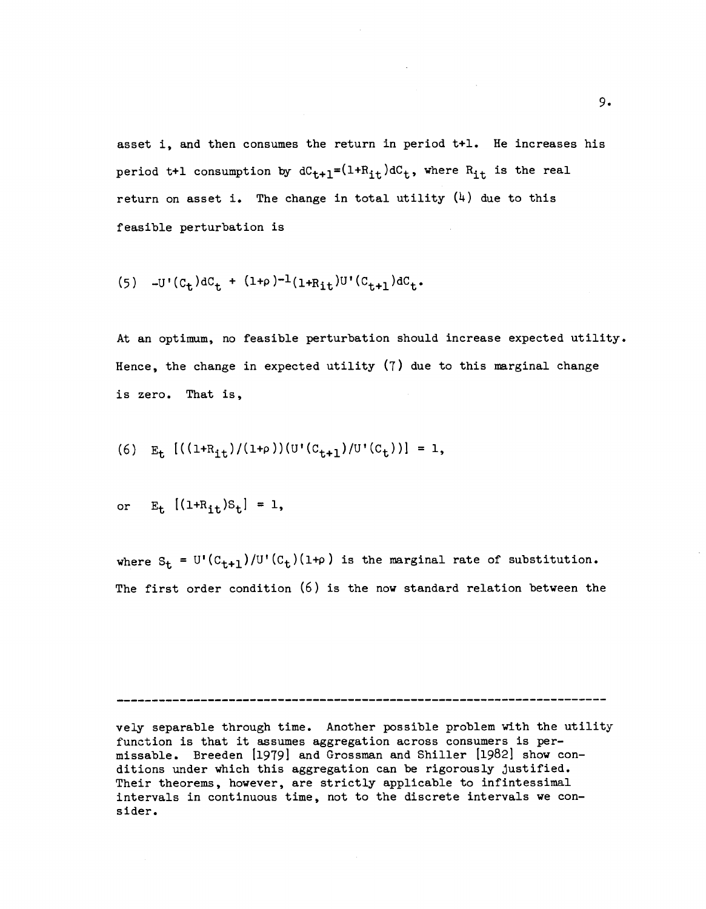asset i, and then consumes the return in period t+1. He increases his period t+1 consumption by $dC_{t+1}=(1+R_{it})dC_t$, where $R_{it}$ is the real return on asset i. The change in total utility (4) due to this feasible perturbation is

$$(5) \quad -U'(C_t)dC_t + (1+\rho)^{-1}(1+R_{it})U'(C_{t+1})dC_t.$$

At an optimum, no feasible perturbation should increase expected utility. Hence, the change in expected utility (7) due to this marginal change is zero. That is,

$$(6) \quad E_t \; [((1+R_{it})/(1+\rho))(U'(C_{t+1})/U'(C_t))] = 1,$$

$$\text{or} \quad E_t \; [(1+R_{it})S_t] = 1,$$

where $S_t = U'(C_{t+1})/U'(C_t)(1+\rho)$ is the marginal rate of substitution. The first order condition (6) is the now standard relation between the

---

vely separable through time. Another possible problem with the utility function is that it assumes aggregation across consumers is permissable. Breeden [1979] and Grossman and Shiller [1982] show conditions under which this aggregation can be rigorously justified. Their theorems, however, are strictly applicable to infintessimal intervals in continuous time, not to the discrete intervals we consider.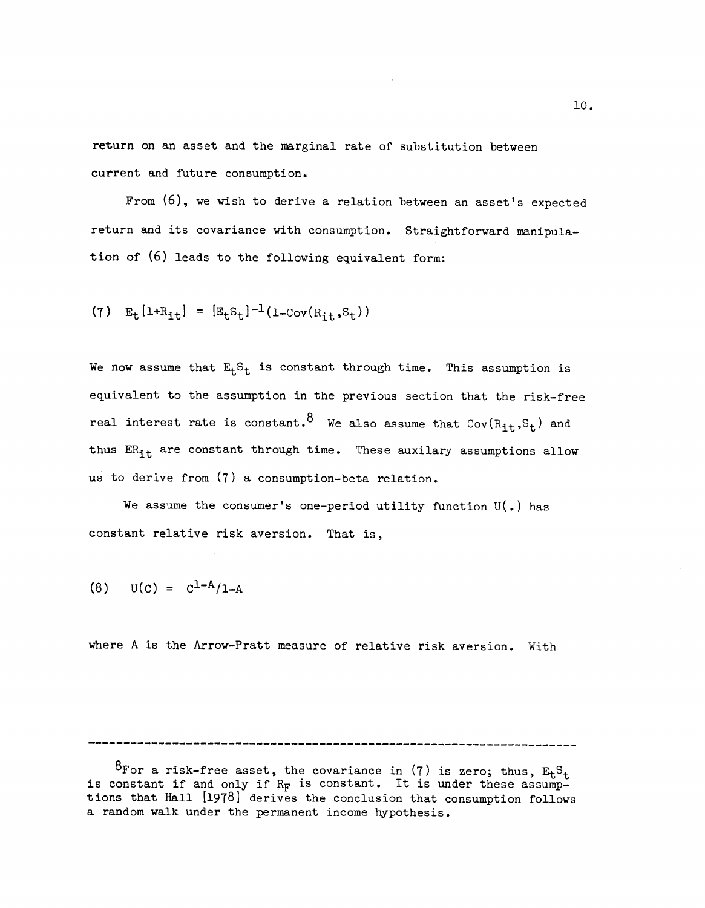return on an asset and the marginal rate of substitution between current and future consumption.

From (6), we wish to derive a relation between an asset's expected return and its covariance with consumption. Straightforward manipulation of (6) leads to the following equivalent form:

$$(7) \quad E_t[1+R_{it}] = [E_t S_t]^{-1}(1-\mathrm{Cov}(R_{it}, S_t))$$

We now assume that $E_t S_t$ is constant through time. This assumption is equivalent to the assumption in the previous section that the risk-free real interest rate is constant.[8] We also assume that $\mathrm{Cov}(R_{it}, S_t)$ and thus $ER_{it}$ are constant through time. These auxilary assumptions allow us to derive from (7) a consumption-beta relation.

We assume the consumer's one-period utility function U(.) has constant relative risk aversion. That is,

$$(8) \quad U(C) = C^{1-A}/1-A$$

where A is the Arrow-Pratt measure of relative risk aversion. With

---

[8]For a risk-free asset, the covariance in (7) is zero; thus, $E_t S_t$ is constant if and only if $R_F$ is constant. It is under these assumptions that Hall [1978] derives the conclusion that consumption follows a random walk under the permanent income hypothesis.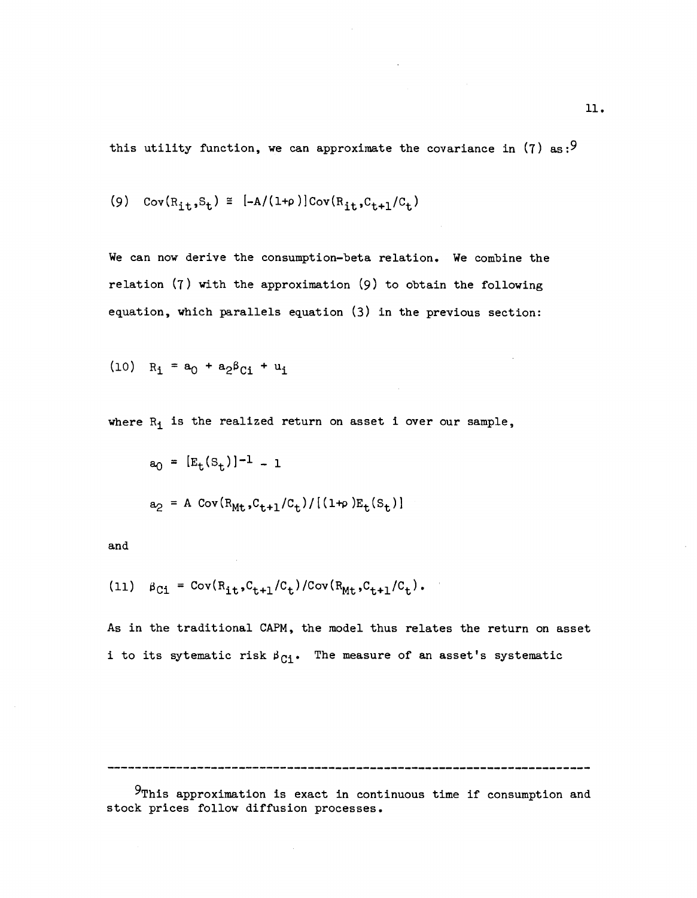this utility function, we can approximate the covariance in (7) as:[9]

$$(9) \quad \text{Cov}(R_{it}, S_t) \cong [-A/(1+\rho)]\text{Cov}(R_{it}, C_{t+1}/C_t)$$

We can now derive the consumption-beta relation. We combine the relation (7) with the approximation (9) to obtain the following equation, which parallels equation (3) in the previous section:

$$(10) \quad R_i = a_0 + a_2\beta_{Ci} + u_i$$

where $R_i$ is the realized return on asset i over our sample,

$$a_0 = [E_t(S_t)]^{-1} - 1$$

$$a_2 = A\,\text{Cov}(R_{Mt}, C_{t+1}/C_t)/[(1+\rho)E_t(S_t)]$$

and

$$(11) \quad \beta_{Ci} = \text{Cov}(R_{it}, C_{t+1}/C_t)/\text{Cov}(R_{Mt}, C_{t+1}/C_t).$$

As in the traditional CAPM, the model thus relates the return on asset i to its sytematic risk $\beta_{Ci}$. The measure of an asset's systematic

---

[9]This approximation is exact in continuous time if consumption and stock prices follow diffusion processes.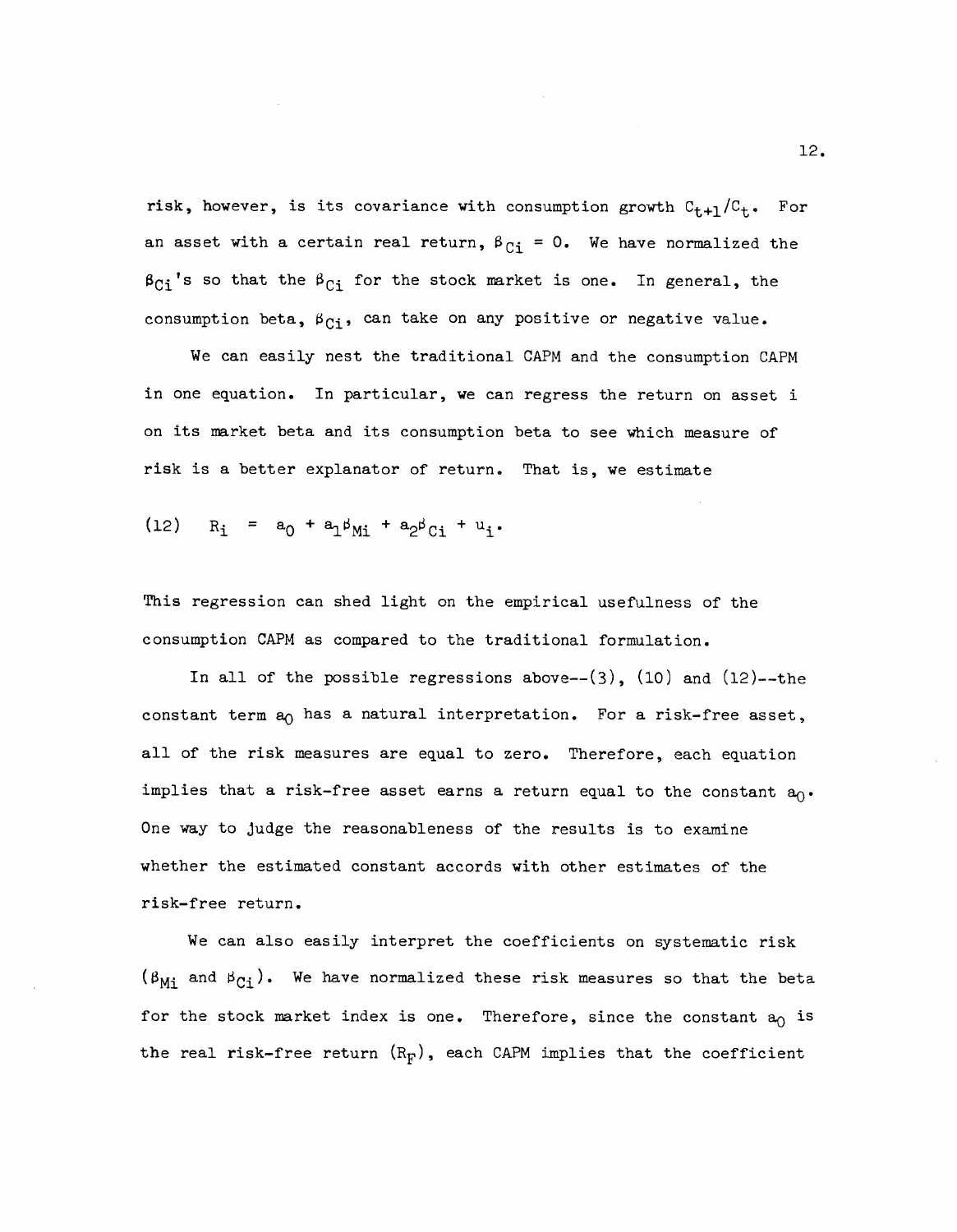risk, however, is its covariance with consumption growth $C_{t+1}/C_t$. For an asset with a certain real return, $\beta_{Ci} = 0$. We have normalized the $\beta_{Ci}$'s so that the $\beta_{Ci}$ for the stock market is one. In general, the consumption beta, $\beta_{Ci}$, can take on any positive or negative value.

We can easily nest the traditional CAPM and the consumption CAPM in one equation. In particular, we can regress the return on asset i on its market beta and its consumption beta to see which measure of risk is a better explanator of return. That is, we estimate

$$(12) \quad R_i = a_0 + a_1\beta_{Mi} + a_2\beta_{Ci} + u_i.$$

This regression can shed light on the empirical usefulness of the consumption CAPM as compared to the traditional formulation.

In all of the possible regressions above--(3), (10) and (12)--the constant term $a_0$ has a natural interpretation. For a risk-free asset, all of the risk measures are equal to zero. Therefore, each equation implies that a risk-free asset earns a return equal to the constant $a_0$. One way to judge the reasonableness of the results is to examine whether the estimated constant accords with other estimates of the risk-free return.

We can also easily interpret the coefficients on systematic risk ($\beta_{Mi}$ and $\beta_{Ci}$). We have normalized these risk measures so that the beta for the stock market index is one. Therefore, since the constant $a_0$ is the real risk-free return ($R_F$), each CAPM implies that the coefficient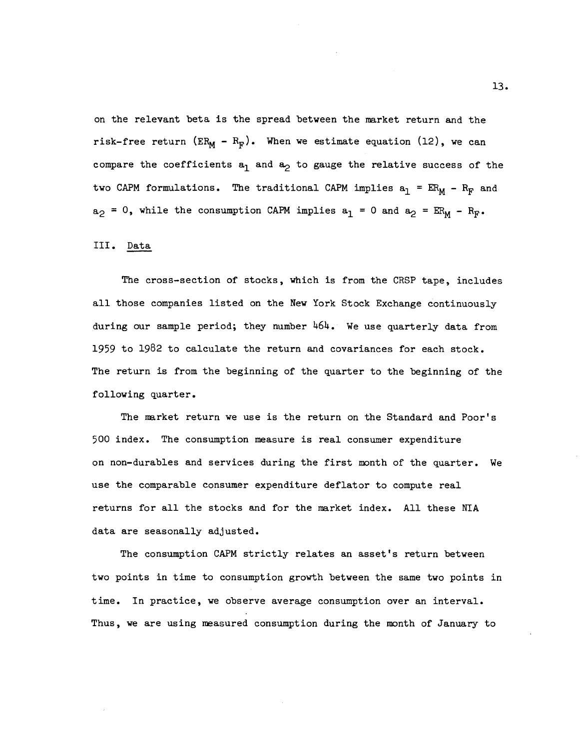on the relevant beta is the spread between the market return and the risk-free return ($ER_M - R_F$). When we estimate equation (12), we can compare the coefficients $a_1$ and $a_2$ to gauge the relative success of the two CAPM formulations. The traditional CAPM implies $a_1 = ER_M - R_F$ and $a_2 = 0$, while the consumption CAPM implies $a_1 = 0$ and $a_2 = ER_M - R_F$.

## III. Data

The cross-section of stocks, which is from the CRSP tape, includes all those companies listed on the New York Stock Exchange continuously during our sample period; they number 464. We use quarterly data from 1959 to 1982 to calculate the return and covariances for each stock. The return is from the beginning of the quarter to the beginning of the following quarter.

The market return we use is the return on the Standard and Poor's 500 index. The consumption measure is real consumer expenditure on non-durables and services during the first month of the quarter. We use the comparable consumer expenditure deflator to compute real returns for all the stocks and for the market index. All these NIA data are seasonally adjusted.

The consumption CAPM strictly relates an asset's return between two points in time to consumption growth between the same two points in time. In practice, we observe average consumption over an interval. Thus, we are using measured consumption during the month of January to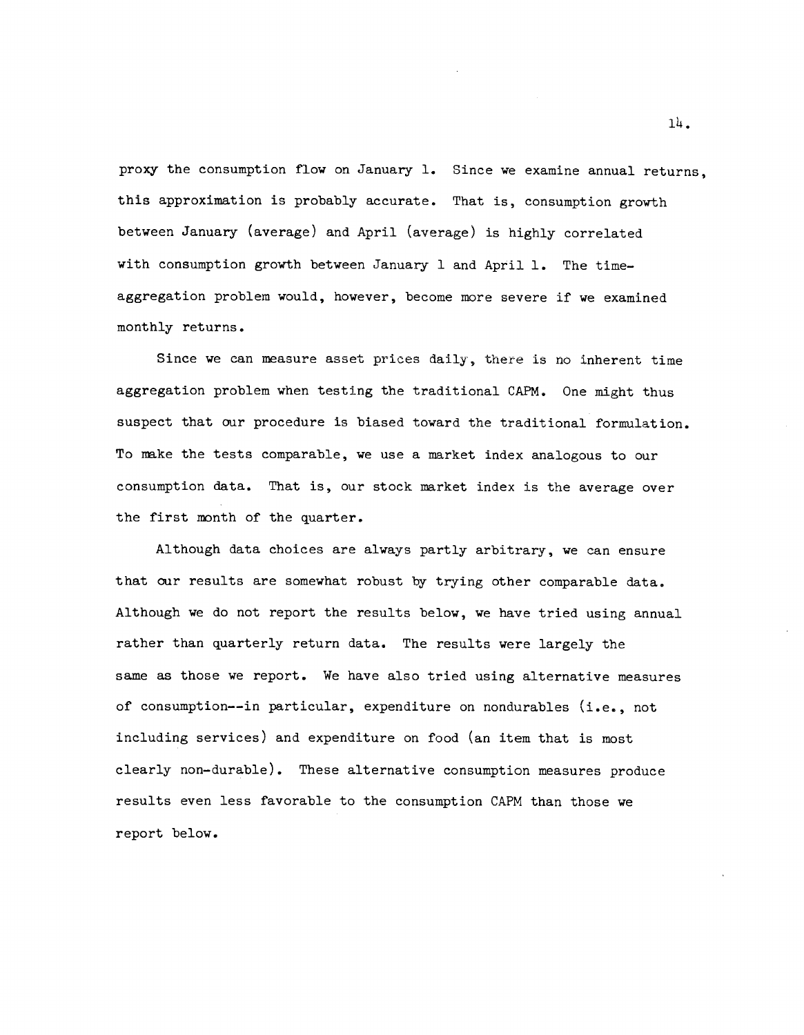proxy the consumption flow on January 1. Since we examine annual returns, this approximation is probably accurate. That is, consumption growth between January (average) and April (average) is highly correlated with consumption growth between January 1 and April 1. The time-aggregation problem would, however, become more severe if we examined monthly returns.

Since we can measure asset prices daily, there is no inherent time aggregation problem when testing the traditional CAPM. One might thus suspect that our procedure is biased toward the traditional formulation. To make the tests comparable, we use a market index analogous to our consumption data. That is, our stock market index is the average over the first month of the quarter.

Although data choices are always partly arbitrary, we can ensure that our results are somewhat robust by trying other comparable data. Although we do not report the results below, we have tried using annual rather than quarterly return data. The results were largely the same as those we report. We have also tried using alternative measures of consumption--in particular, expenditure on nondurables (i.e., not including services) and expenditure on food (an item that is most clearly non-durable). These alternative consumption measures produce results even less favorable to the consumption CAPM than those we report below.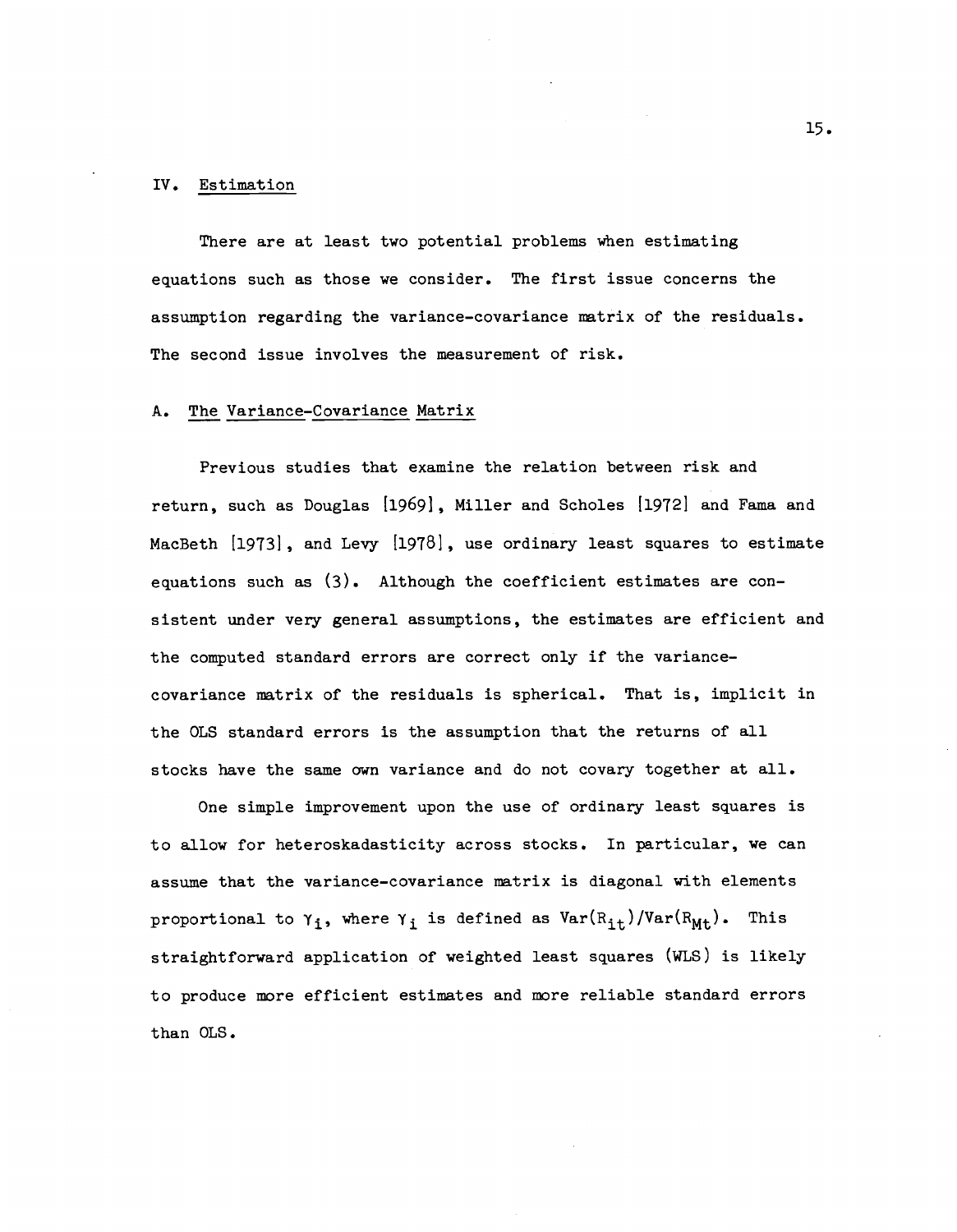## IV. Estimation

There are at least two potential problems when estimating equations such as those we consider. The first issue concerns the assumption regarding the variance-covariance matrix of the residuals. The second issue involves the measurement of risk.

### A. The Variance-Covariance Matrix

Previous studies that examine the relation between risk and return, such as Douglas [1969], Miller and Scholes [1972] and Fama and MacBeth [1973], and Levy [1978], use ordinary least squares to estimate equations such as (3). Although the coefficient estimates are consistent under very general assumptions, the estimates are efficient and the computed standard errors are correct only if the variance-covariance matrix of the residuals is spherical. That is, implicit in the OLS standard errors is the assumption that the returns of all stocks have the same own variance and do not covary together at all.

One simple improvement upon the use of ordinary least squares is to allow for heteroskadasticity across stocks. In particular, we can assume that the variance-covariance matrix is diagonal with elements proportional to $\gamma_i$, where $\gamma_i$ is defined as $\mathrm{Var}(R_{it})/\mathrm{Var}(R_{Mt})$. This straightforward application of weighted least squares (WLS) is likely to produce more efficient estimates and more reliable standard errors than OLS.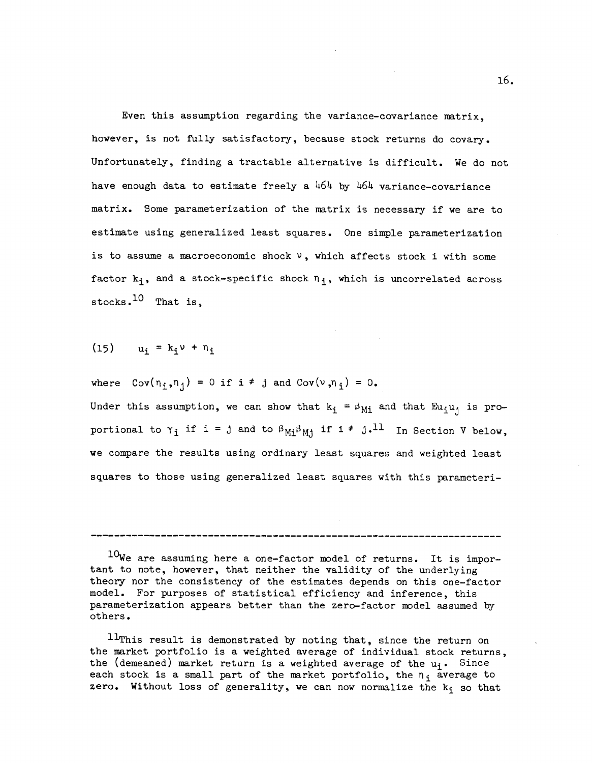Even this assumption regarding the variance-covariance matrix, however, is not fully satisfactory, because stock returns do covary. Unfortunately, finding a tractable alternative is difficult. We do not have enough data to estimate freely a 464 by 464 variance-covariance matrix. Some parameterization of the matrix is necessary if we are to estimate using generalized least squares. One simple parameterization is to assume a macroeconomic shock $\nu$, which affects stock i with some factor $k_i$, and a stock-specific shock $\eta_i$, which is uncorrelated across stocks.[10] That is,

$$(15) \quad u_i = k_i \nu + \eta_i$$

where $\mathrm{Cov}(\eta_i, \eta_j) = 0$ if $i \neq j$ and $\mathrm{Cov}(\nu, \eta_i) = 0$.

Under this assumption, we can show that $k_i = \beta_{Mi}$ and that $Eu_iu_j$ is proportional to $\gamma_i$ if $i = j$ and to $\beta_{Mi}\beta_{Mj}$ if $i \neq j$.[11] In Section V below, we compare the results using ordinary least squares and weighted least squares to those using generalized least squares with this parameteri-

---

[10]We are assuming here a one-factor model of returns. It is important to note, however, that neither the validity of the underlying theory nor the consistency of the estimates depends on this one-factor model. For purposes of statistical efficiency and inference, this parameterization appears better than the zero-factor model assumed by others.

[11]This result is demonstrated by noting that, since the return on the market portfolio is a weighted average of individual stock returns, the (demeaned) market return is a weighted average of the $u_i$. Since each stock is a small part of the market portfolio, the $\eta_i$ average to zero. Without loss of generality, we can now normalize the $k_i$ so that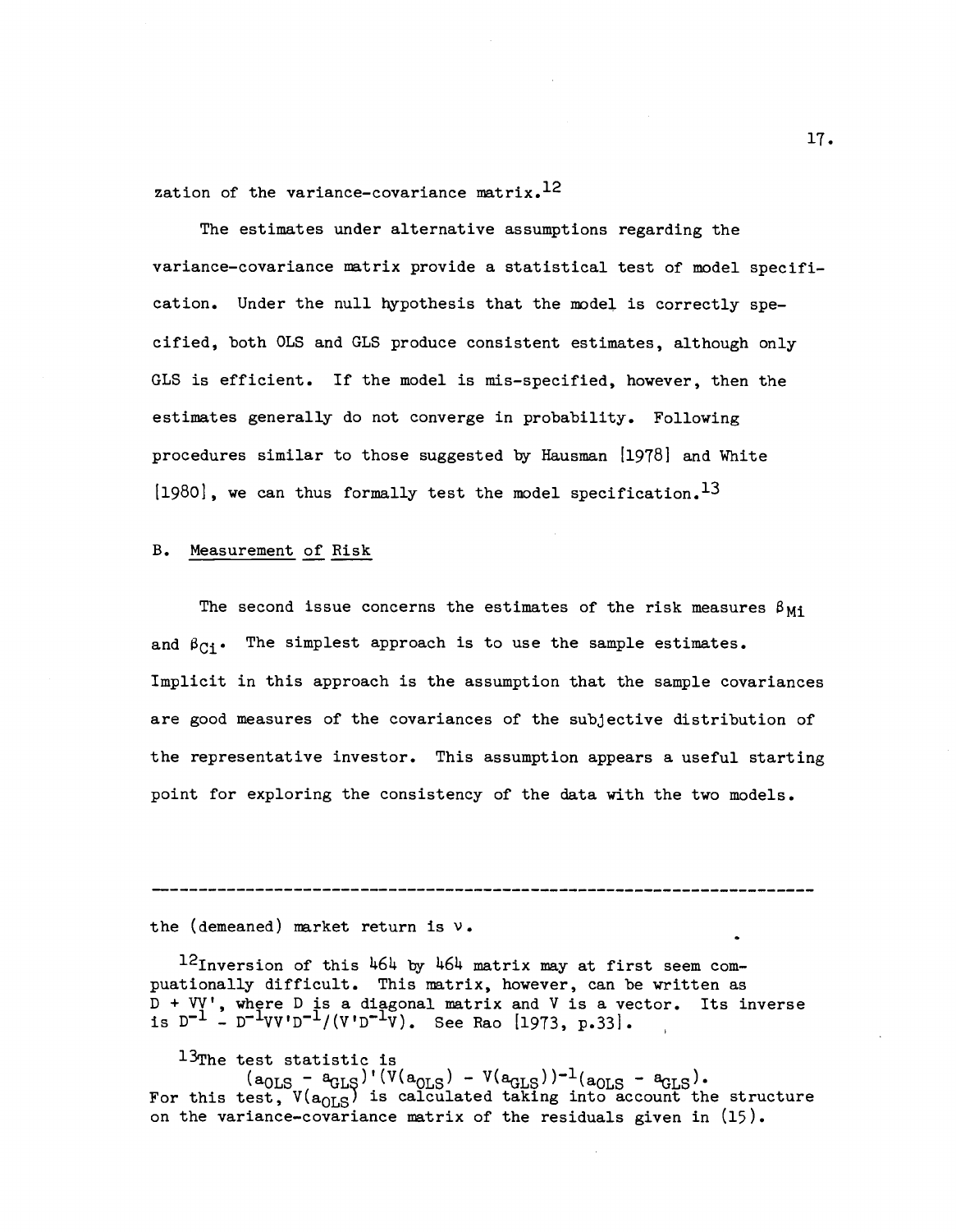zation of the variance-covariance matrix.[12]

The estimates under alternative assumptions regarding the variance-covariance matrix provide a statistical test of model specification. Under the null hypothesis that the model is correctly specified, both OLS and GLS produce consistent estimates, although only GLS is efficient. If the model is mis-specified, however, then the estimates generally do not converge in probability. Following procedures similar to those suggested by Hausman [1978] and White [1980], we can thus formally test the model specification.[13]

## B. Measurement of Risk

The second issue concerns the estimates of the risk measures $\beta_{Mi}$ and $\beta_{Ci}$. The simplest approach is to use the sample estimates. Implicit in this approach is the assumption that the sample covariances are good measures of the covariances of the subjective distribution of the representative investor. This assumption appears a useful starting point for exploring the consistency of the data with the two models.

---

the (demeaned) market return is $\nu$.

[12] Inversion of this 464 by 464 matrix may at first seem compuationally difficult. This matrix, however, can be written as $D + VV'$, where $D$ is a diagonal matrix and $V$ is a vector. Its inverse is $D^{-1} - D^{-1}VV'D^{-1}/(V'D^{-1}V)$. See Rao [1973, p.33].

[13] The test statistic is

$$(a_{OLS} - a_{GLS})'(V(a_{OLS}) - V(a_{GLS}))^{-1}(a_{OLS} - a_{GLS}).$$

For this test, $V(a_{OLS})$ is calculated taking into account the structure on the variance-covariance matrix of the residuals given in (15).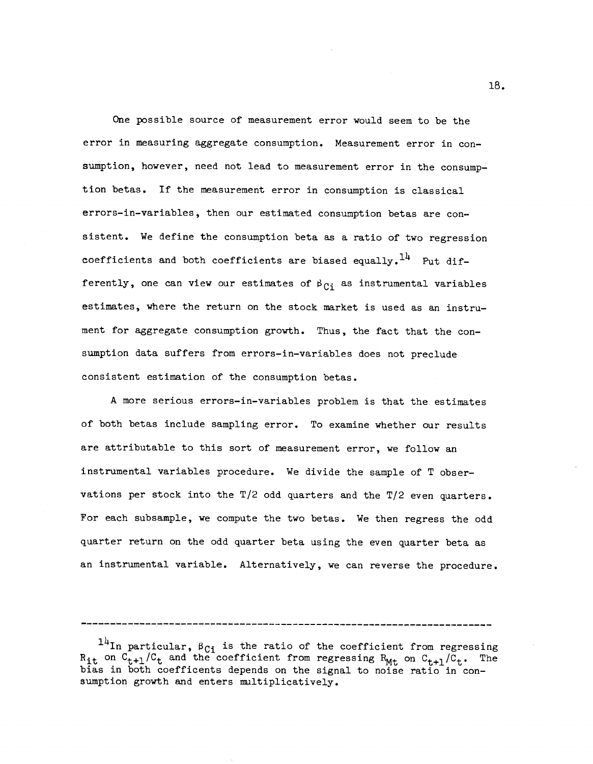One possible source of measurement error would seem to be the error in measuring aggregate consumption. Measurement error in consumption, however, need not lead to measurement error in the consumption betas. If the measurement error in consumption is classical errors-in-variables, then our estimated consumption betas are consistent. We define the consumption beta as a ratio of two regression coefficients and both coefficients are biased equally.[14] Put differently, one can view our estimates of $\beta_{Ci}$ as instrumental variables estimates, where the return on the stock market is used as an instrument for aggregate consumption growth. Thus, the fact that the consumption data suffers from errors-in-variables does not preclude consistent estimation of the consumption betas.

A more serious errors-in-variables problem is that the estimates of both betas include sampling error. To examine whether our results are attributable to this sort of measurement error, we follow an instrumental variables procedure. We divide the sample of T observations per stock into the T/2 odd quarters and the T/2 even quarters. For each subsample, we compute the two betas. We then regress the odd quarter return on the odd quarter beta using the even quarter beta as an instrumental variable. Alternatively, we can reverse the procedure.

---

[14]In particular, $\beta_{Ci}$ is the ratio of the coefficient from regressing $R_{it}$ on $C_{t+1}/C_t$ and the coefficient from regressing $R_{Mt}$ on $C_{t+1}/C_t$. The bias in both coefficents depends on the signal to noise ratio in consumption growth and enters multiplicatively.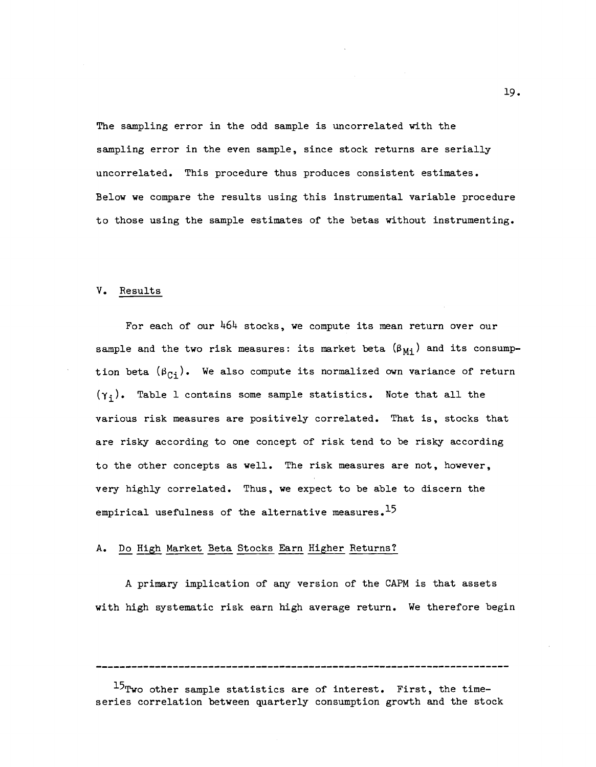The sampling error in the odd sample is uncorrelated with the sampling error in the even sample, since stock returns are serially uncorrelated. This procedure thus produces consistent estimates. Below we compare the results using this instrumental variable procedure to those using the sample estimates of the betas without instrumenting.

## V. Results

For each of our 464 stocks, we compute its mean return over our sample and the two risk measures: its market beta ($\beta_{Mi}$) and its consumption beta ($\beta_{Ci}$). We also compute its normalized own variance of return ($\gamma_i$). Table 1 contains some sample statistics. Note that all the various risk measures are positively correlated. That is, stocks that are risky according to one concept of risk tend to be risky according to the other concepts as well. The risk measures are not, however, very highly correlated. Thus, we expect to be able to discern the empirical usefulness of the alternative measures.[15]

### A. Do High Market Beta Stocks Earn Higher Returns?

A primary implication of any version of the CAPM is that assets with high systematic risk earn high average return. We therefore begin

---

[15]Two other sample statistics are of interest. First, the time-series correlation between quarterly consumption growth and the stock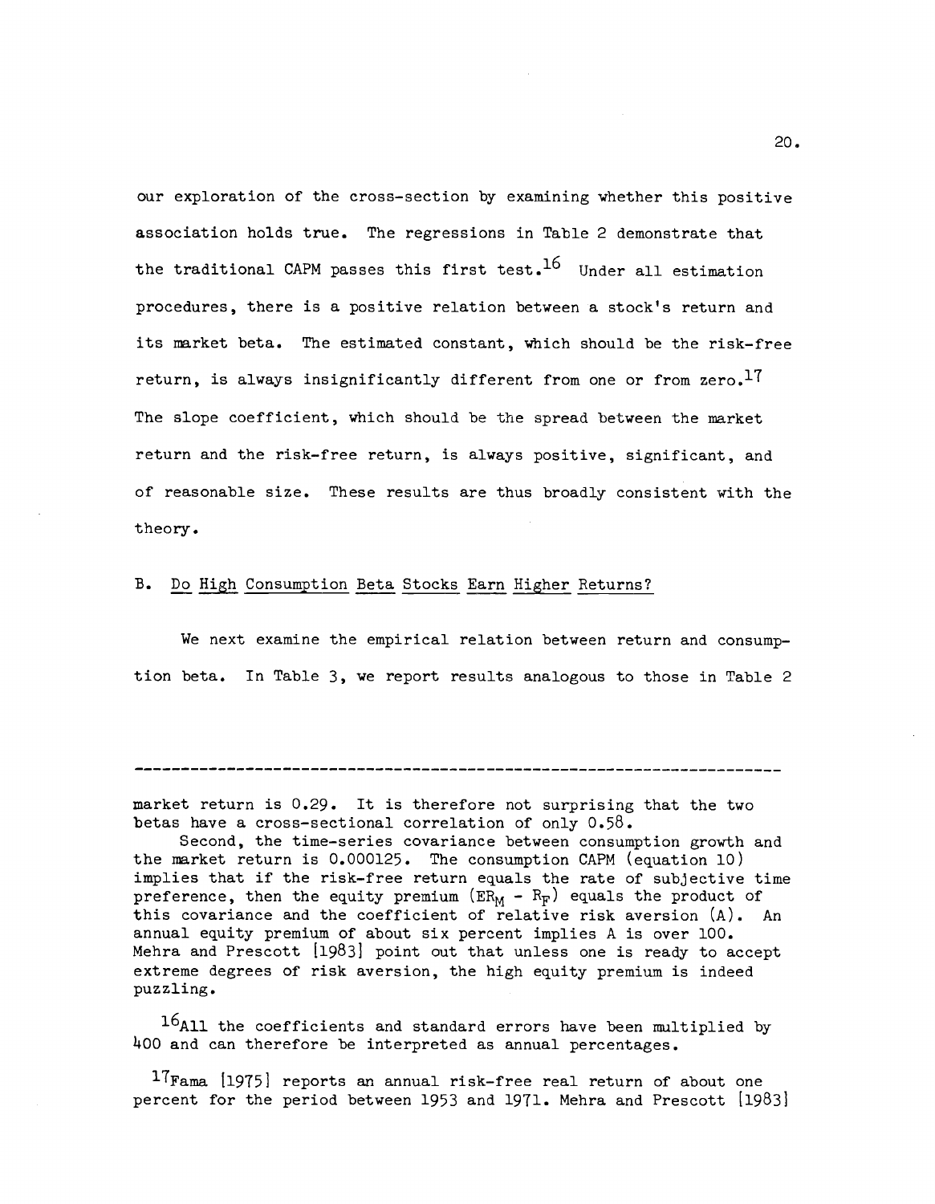our exploration of the cross-section by examining whether this positive association holds true. The regressions in Table 2 demonstrate that the traditional CAPM passes this first test.[16] Under all estimation procedures, there is a positive relation between a stock's return and its market beta. The estimated constant, which should be the risk-free return, is always insignificantly different from one or from zero.[17] The slope coefficient, which should be the spread between the market return and the risk-free return, is always positive, significant, and of reasonable size. These results are thus broadly consistent with the theory.

## B. Do High Consumption Beta Stocks Earn Higher Returns?

We next examine the empirical relation between return and consumption beta. In Table 3, we report results analogous to those in Table 2

---

market return is 0.29. It is therefore not surprising that the two betas have a cross-sectional correlation of only 0.58.

Second, the time-series covariance between consumption growth and the market return is 0.000125. The consumption CAPM (equation 10) implies that if the risk-free return equals the rate of subjective time preference, then the equity premium ($ER_M - R_F$) equals the product of this covariance and the coefficient of relative risk aversion (A). An annual equity premium of about six percent implies A is over 100. Mehra and Prescott [1983] point out that unless one is ready to accept extreme degrees of risk aversion, the high equity premium is indeed puzzling.

[16] All the coefficients and standard errors have been multiplied by 400 and can therefore be interpreted as annual percentages.

[17] Fama [1975] reports an annual risk-free real return of about one percent for the period between 1953 and 1971. Mehra and Prescott [1983]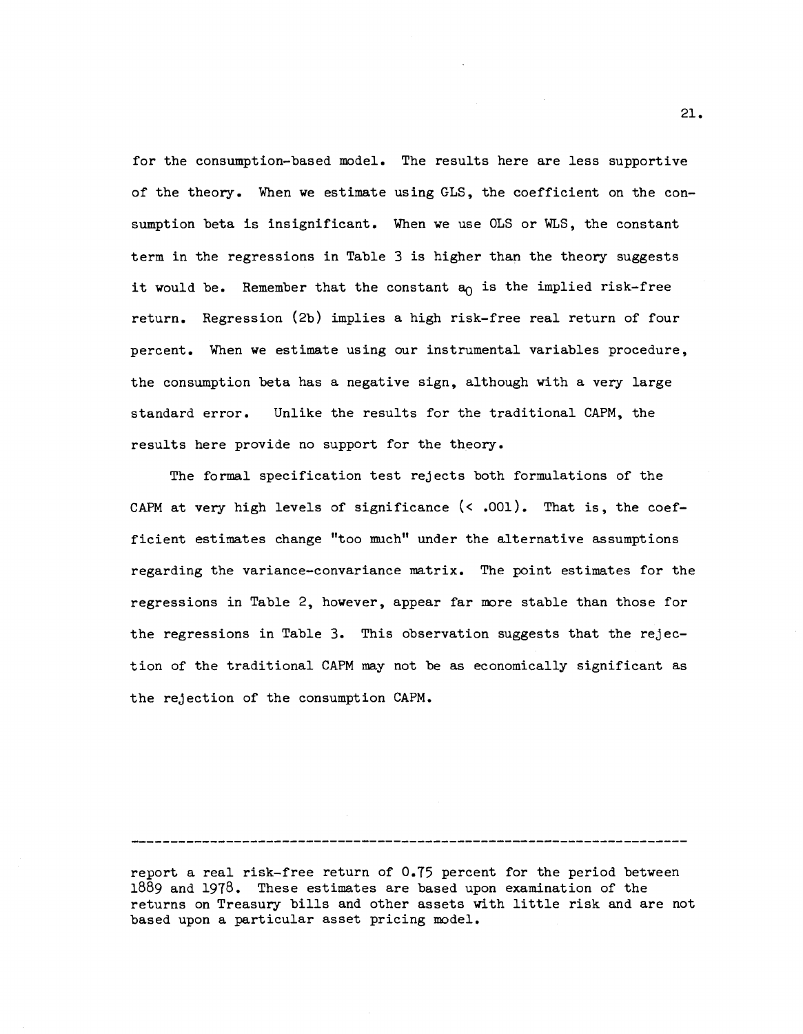for the consumption-based model. The results here are less supportive of the theory. When we estimate using GLS, the coefficient on the consumption beta is insignificant. When we use OLS or WLS, the constant term in the regressions in Table 3 is higher than the theory suggests it would be. Remember that the constant $a_0$ is the implied risk-free return. Regression (2b) implies a high risk-free real return of four percent. When we estimate using our instrumental variables procedure, the consumption beta has a negative sign, although with a very large standard error. Unlike the results for the traditional CAPM, the results here provide no support for the theory.

The formal specification test rejects both formulations of the CAPM at very high levels of significance (< .001). That is, the coefficient estimates change "too much" under the alternative assumptions regarding the variance-convariance matrix. The point estimates for the regressions in Table 2, however, appear far more stable than those for the regressions in Table 3. This observation suggests that the rejection of the traditional CAPM may not be as economically significant as the rejection of the consumption CAPM.

---

report a real risk-free return of 0.75 percent for the period between 1889 and 1978. These estimates are based upon examination of the returns on Treasury bills and other assets with little risk and are not based upon a particular asset pricing model.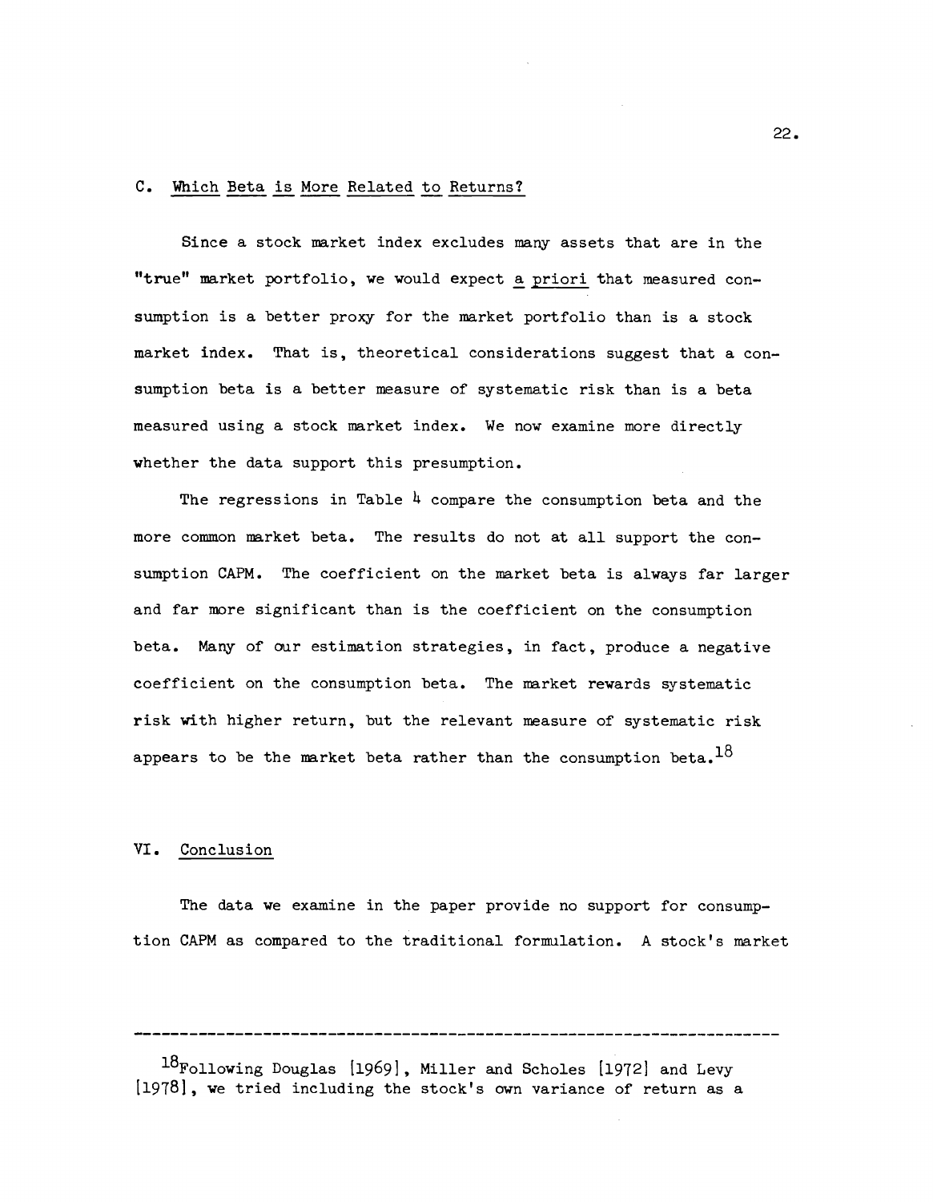### C. Which Beta is More Related to Returns?

Since a stock market index excludes many assets that are in the "true" market portfolio, we would expect *a priori* that measured consumption is a better proxy for the market portfolio than is a stock market index. That is, theoretical considerations suggest that a consumption beta is a better measure of systematic risk than is a beta measured using a stock market index. We now examine more directly whether the data support this presumption.

The regressions in Table 4 compare the consumption beta and the more common market beta. The results do not at all support the consumption CAPM. The coefficient on the market beta is always far larger and far more significant than is the coefficient on the consumption beta. Many of our estimation strategies, in fact, produce a negative coefficient on the consumption beta. The market rewards systematic risk with higher return, but the relevant measure of systematic risk appears to be the market beta rather than the consumption beta.[18]

## VI. Conclusion

The data we examine in the paper provide no support for consumption CAPM as compared to the traditional formulation. A stock's market

---

[18] Following Douglas [1969], Miller and Scholes [1972] and Levy [1978], we tried including the stock's own variance of return as a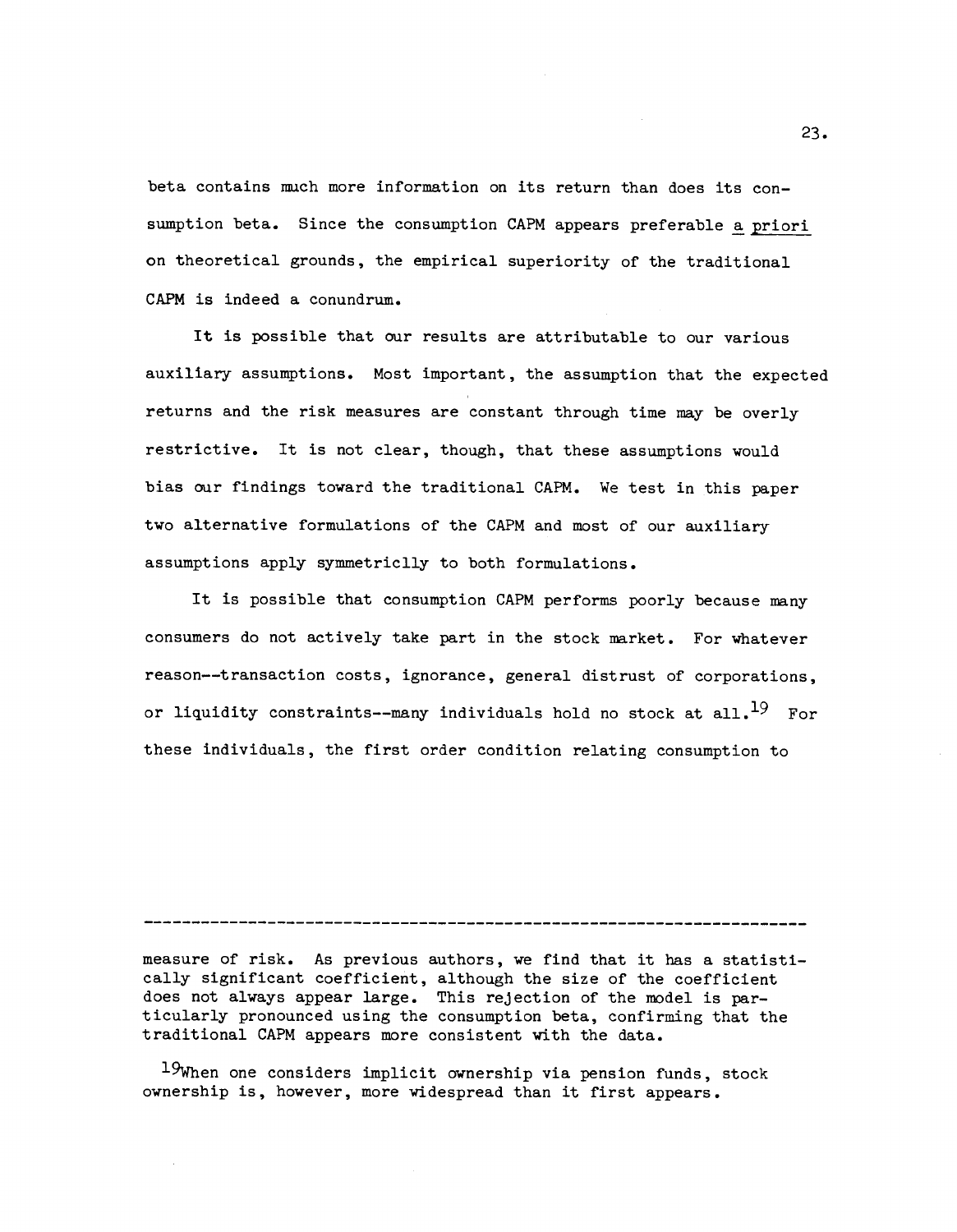beta contains much more information on its return than does its consumption beta. Since the consumption CAPM appears preferable a priori on theoretical grounds, the empirical superiority of the traditional CAPM is indeed a conundrum.

It is possible that our results are attributable to our various auxiliary assumptions. Most important, the assumption that the expected returns and the risk measures are constant through time may be overly restrictive. It is not clear, though, that these assumptions would bias our findings toward the traditional CAPM. We test in this paper two alternative formulations of the CAPM and most of our auxiliary assumptions apply symmetriclly to both formulations.

It is possible that consumption CAPM performs poorly because many consumers do not actively take part in the stock market. For whatever reason--transaction costs, ignorance, general distrust of corporations, or liquidity constraints--many individuals hold no stock at all.[19] For these individuals, the first order condition relating consumption to

---

measure of risk. As previous authors, we find that it has a statistically significant coefficient, although the size of the coefficient does not always appear large. This rejection of the model is particularly pronounced using the consumption beta, confirming that the traditional CAPM appears more consistent with the data.

[19]When one considers implicit ownership via pension funds, stock ownership is, however, more widespread than it first appears.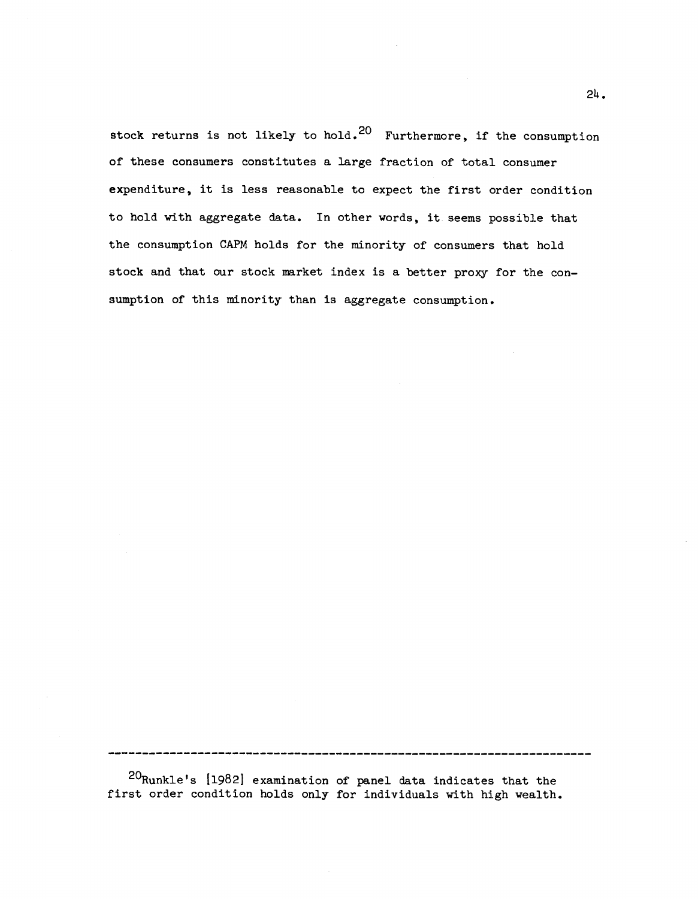stock returns is not likely to hold.[20] Furthermore, if the consumption of these consumers constitutes a large fraction of total consumer expenditure, it is less reasonable to expect the first order condition to hold with aggregate data. In other words, it seems possible that the consumption CAPM holds for the minority of consumers that hold stock and that our stock market index is a better proxy for the consumption of this minority than is aggregate consumption.

---

[20] Runkle's [1982] examination of panel data indicates that the first order condition holds only for individuals with high wealth.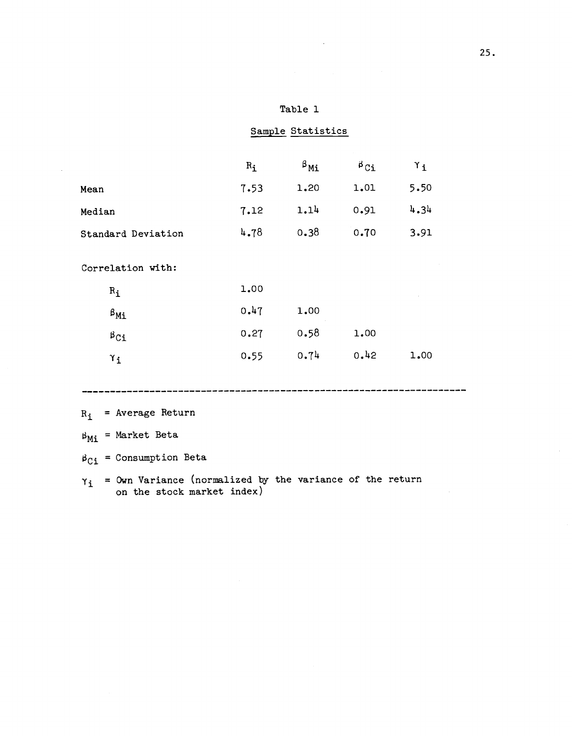# Table 1

## Sample Statistics

| | $R_i$ | $\beta_{Mi}$ | $\beta_{Ci}$ | $\gamma_i$ |
|---|---|---|---|---|
| Mean | 7.53 | 1.20 | 1.01 | 5.50 |
| Median | 7.12 | 1.14 | 0.91 | 4.34 |
| Standard Deviation | 4.78 | 0.38 | 0.70 | 3.91 |
| Correlation with: | | | | |
| $R_i$ | 1.00 | | | |
| $\beta_{Mi}$ | 0.47 | 1.00 | | |
| $\beta_{Ci}$ | 0.27 | 0.58 | 1.00 | |
| $\gamma_i$ | 0.55 | 0.74 | 0.42 | 1.00 |

---

$R_i$ = Average Return

$\beta_{Mi}$ = Market Beta

$\beta_{Ci}$ = Consumption Beta

$\gamma_i$ = Own Variance (normalized by the variance of the return on the stock market index)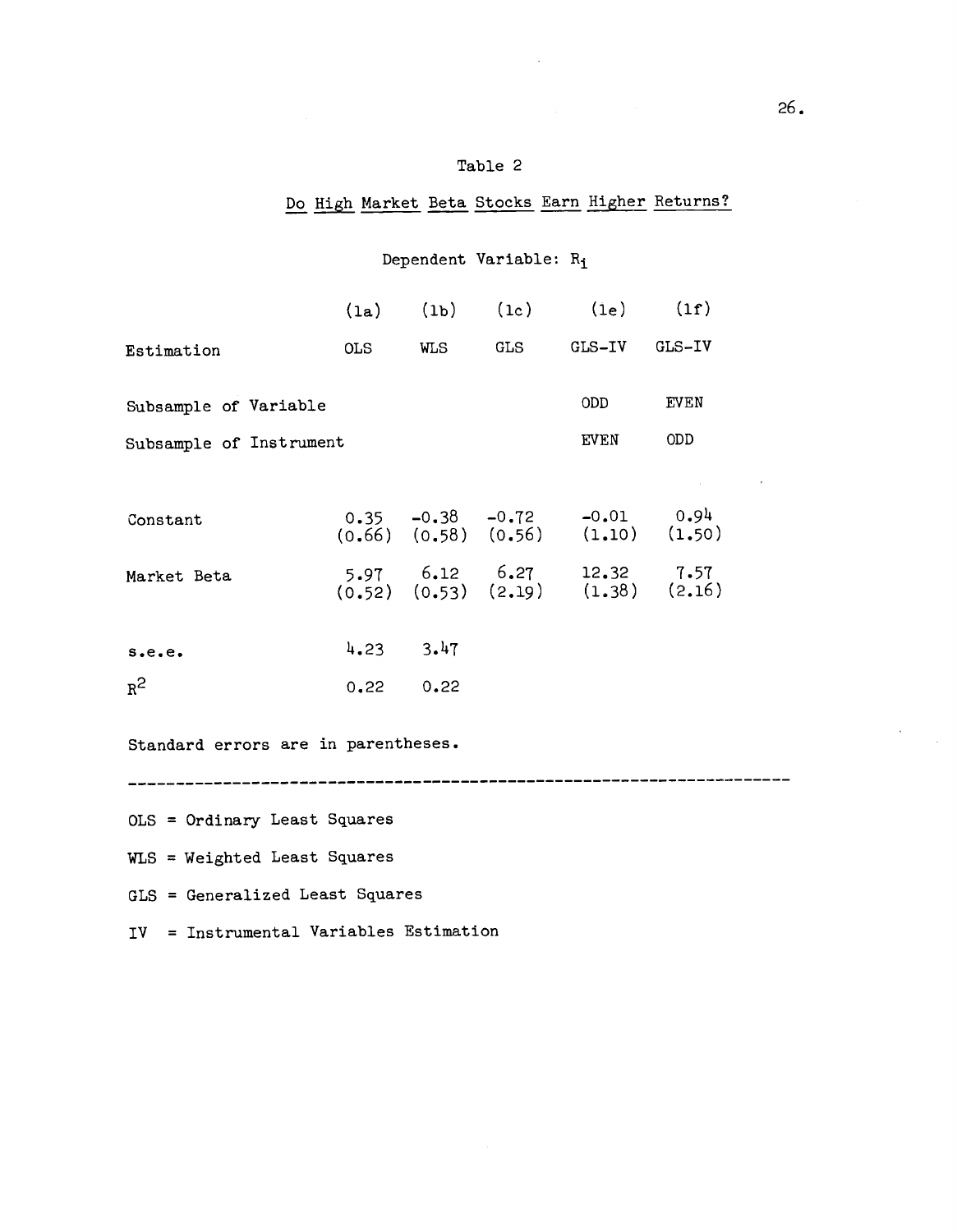# Table 2

## Do High Market Beta Stocks Earn Higher Returns?

Dependent Variable: $R_i$

| | (1a) | (1b) | (1c) | (1e) | (1f) |
|---|---|---|---|---|---|
| Estimation | OLS | WLS | GLS | GLS-IV | GLS-IV |
| Subsample of Variable | | | | ODD | EVEN |
| Subsample of Instrument | | | | EVEN | ODD |
| Constant | 0.35 | -0.38 | -0.72 | -0.01 | 0.94 |
| | (0.66) | (0.58) | (0.56) | (1.10) | (1.50) |
| Market Beta | 5.97 | 6.12 | 6.27 | 12.32 | 7.57 |
| | (0.52) | (0.53) | (2.19) | (1.38) | (2.16) |
| s.e.e. | 4.23 | 3.47 | | | |
| $R^2$ | 0.22 | 0.22 | | | |

Standard errors are in parentheses.

---

OLS = Ordinary Least Squares

WLS = Weighted Least Squares

GLS = Generalized Least Squares

IV = Instrumental Variables Estimation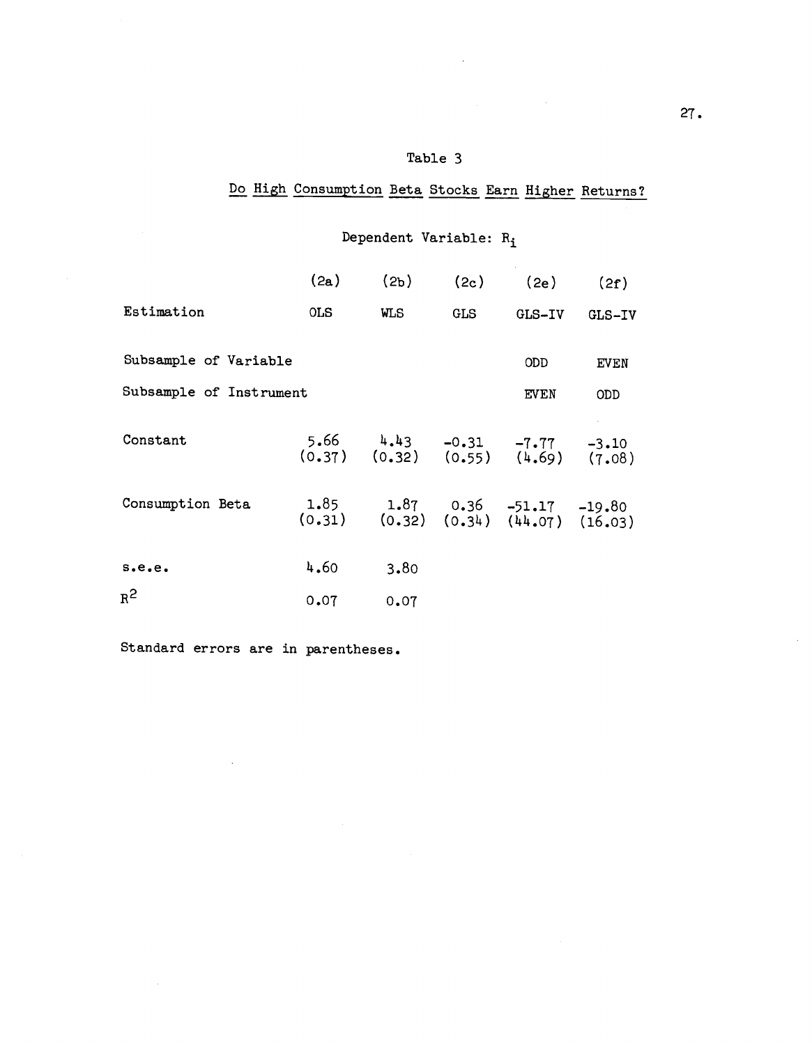Table 3

Do High Consumption Beta Stocks Earn Higher Returns?

Dependent Variable: $R_i$

| | (2a) | (2b) | (2c) | (2e) | (2f) |
|---|---|---|---|---|---|
| Estimation | OLS | WLS | GLS | GLS-IV | GLS-IV |
| Subsample of Variable | | | | ODD | EVEN |
| Subsample of Instrument | | | | EVEN | ODD |
| Constant | 5.66 (0.37) | 4.43 (0.32) | -0.31 (0.55) | -7.77 (4.69) | -3.10 (7.08) |
| Consumption Beta | 1.85 (0.31) | 1.87 (0.32) | 0.36 (0.34) | -51.17 (44.07) | -19.80 (16.03) |
| s.e.e. | 4.60 | 3.80 | | | |
| $R^2$ | 0.07 | 0.07 | | | |

Standard errors are in parentheses.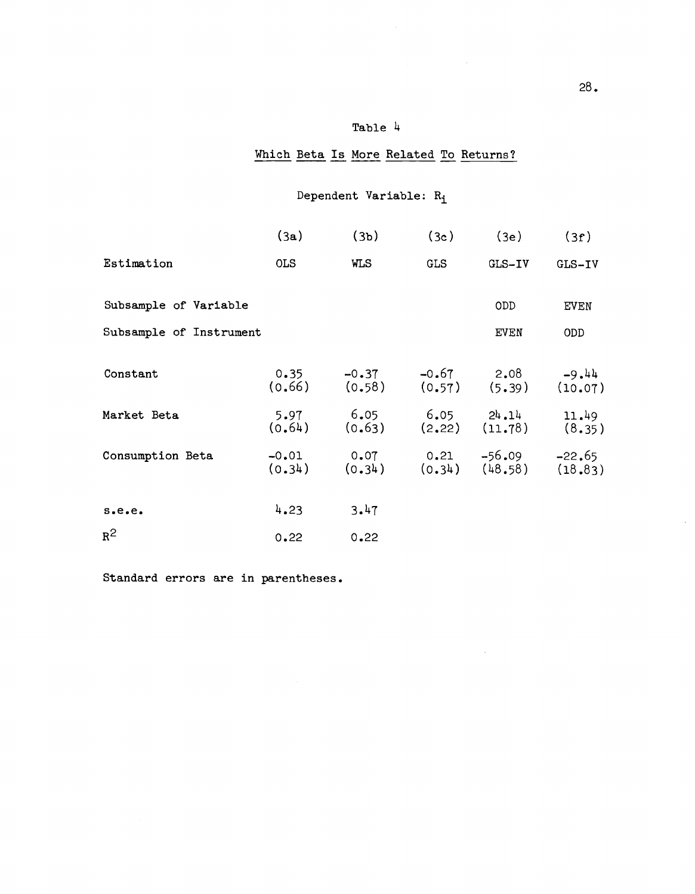# Table 4

## Which Beta Is More Related To Returns?

Dependent Variable: $R_i$

| | (3a) | (3b) | (3c) | (3e) | (3f) |
|---|---|---|---|---|---|
| Estimation | OLS | WLS | GLS | GLS-IV | GLS-IV |
| Subsample of Variable | | | | ODD | EVEN |
| Subsample of Instrument | | | | EVEN | ODD |
| Constant | 0.35 | -0.37 | -0.67 | 2.08 | -9.44 |
| | (0.66) | (0.58) | (0.57) | (5.39) | (10.07) |
| Market Beta | 5.97 | 6.05 | 6.05 | 24.14 | 11.49 |
| | (0.64) | (0.63) | (2.22) | (11.78) | (8.35) |
| Consumption Beta | -0.01 | 0.07 | 0.21 | -56.09 | -22.65 |
| | (0.34) | (0.34) | (0.34) | (48.58) | (18.83) |
| s.e.e. | 4.23 | 3.47 | | | |
| $R^2$ | 0.22 | 0.22 | | | |

Standard errors are in parentheses.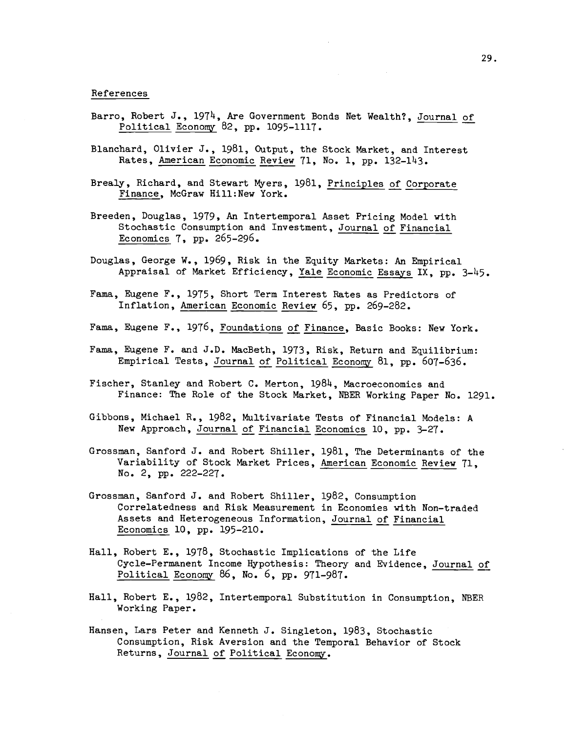## References

Barro, Robert J., 1974, Are Government Bonds Net Wealth?, Journal of Political Economy 82, pp. 1095-1117.

Blanchard, Olivier J., 1981, Output, the Stock Market, and Interest Rates, American Economic Review 71, No. 1, pp. 132-143.

Brealy, Richard, and Stewart Myers, 1981, Principles of Corporate Finance, McGraw Hill:New York.

Breeden, Douglas, 1979, An Intertemporal Asset Pricing Model with Stochastic Consumption and Investment, Journal of Financial Economics 7, pp. 265-296.

Douglas, George W., 1969, Risk in the Equity Markets: An Empirical Appraisal of Market Efficiency, Yale Economic Essays IX, pp. 3-45.

Fama, Eugene F., 1975, Short Term Interest Rates as Predictors of Inflation, American Economic Review 65, pp. 269-282.

Fama, Eugene F., 1976, Foundations of Finance, Basic Books: New York.

Fama, Eugene F. and J.D. MacBeth, 1973, Risk, Return and Equilibrium: Empirical Tests, Journal of Political Economy 81, pp. 607-636.

Fischer, Stanley and Robert C. Merton, 1984, Macroeconomics and Finance: The Role of the Stock Market, NBER Working Paper No. 1291.

Gibbons, Michael R., 1982, Multivariate Tests of Financial Models: A New Approach, Journal of Financial Economics 10, pp. 3-27.

Grossman, Sanford J. and Robert Shiller, 1981, The Determinants of the Variability of Stock Market Prices, American Economic Review 71, No. 2, pp. 222-227.

Grossman, Sanford J. and Robert Shiller, 1982, Consumption Correlatedness and Risk Measurement in Economies with Non-traded Assets and Heterogeneous Information, Journal of Financial Economics 10, pp. 195-210.

Hall, Robert E., 1978, Stochastic Implications of the Life Cycle-Permanent Income Hypothesis: Theory and Evidence, Journal of Political Economy 86, No. 6, pp. 971-987.

Hall, Robert E., 1982, Intertemporal Substitution in Consumption, NBER Working Paper.

Hansen, Lars Peter and Kenneth J. Singleton, 1983, Stochastic Consumption, Risk Aversion and the Temporal Behavior of Stock Returns, Journal of Political Economy.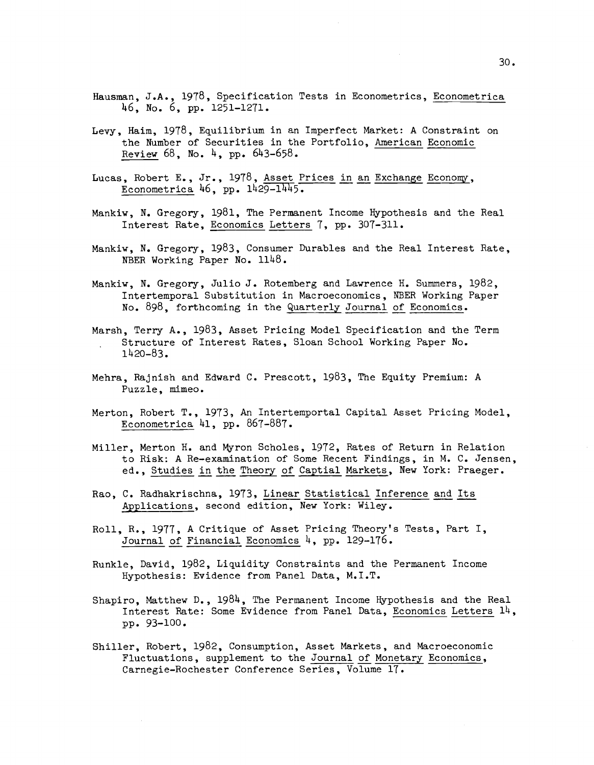Hausman, J.A., 1978, Specification Tests in Econometrics, Econometrica 46, No. 6, pp. 1251-1271.

Levy, Haim, 1978, Equilibrium in an Imperfect Market: A Constraint on the Number of Securities in the Portfolio, American Economic Review 68, No. 4, pp. 643-658.

Lucas, Robert E., Jr., 1978, Asset Prices in an Exchange Economy, Econometrica 46, pp. 1429-1445.

Mankiw, N. Gregory, 1981, The Permanent Income Hypothesis and the Real Interest Rate, Economics Letters 7, pp. 307-311.

Mankiw, N. Gregory, 1983, Consumer Durables and the Real Interest Rate, NBER Working Paper No. 1148.

Mankiw, N. Gregory, Julio J. Rotemberg and Lawrence H. Summers, 1982, Intertemporal Substitution in Macroeconomics, NBER Working Paper No. 898, forthcoming in the Quarterly Journal of Economics.

Marsh, Terry A., 1983, Asset Pricing Model Specification and the Term Structure of Interest Rates, Sloan School Working Paper No. 1420-83.

Mehra, Rajnish and Edward C. Prescott, 1983, The Equity Premium: A Puzzle, mimeo.

Merton, Robert T., 1973, An Intertemportal Capital Asset Pricing Model, Econometrica 41, pp. 867-887.

Miller, Merton H. and Myron Scholes, 1972, Rates of Return in Relation to Risk: A Re-examination of Some Recent Findings, in M. C. Jensen, ed., Studies in the Theory of Captial Markets, New York: Praeger.

Rao, C. Radhakrischna, 1973, Linear Statistical Inference and Its Applications, second edition, New York: Wiley.

Roll, R., 1977, A Critique of Asset Pricing Theory's Tests, Part I, Journal of Financial Economics 4, pp. 129-176.

Runkle, David, 1982, Liquidity Constraints and the Permanent Income Hypothesis: Evidence from Panel Data, M.I.T.

Shapiro, Matthew D., 1984, The Permanent Income Hypothesis and the Real Interest Rate: Some Evidence from Panel Data, Economics Letters 14, pp. 93-100.

Shiller, Robert, 1982, Consumption, Asset Markets, and Macroeconomic Fluctuations, supplement to the Journal of Monetary Economics, Carnegie-Rochester Conference Series, Volume 17.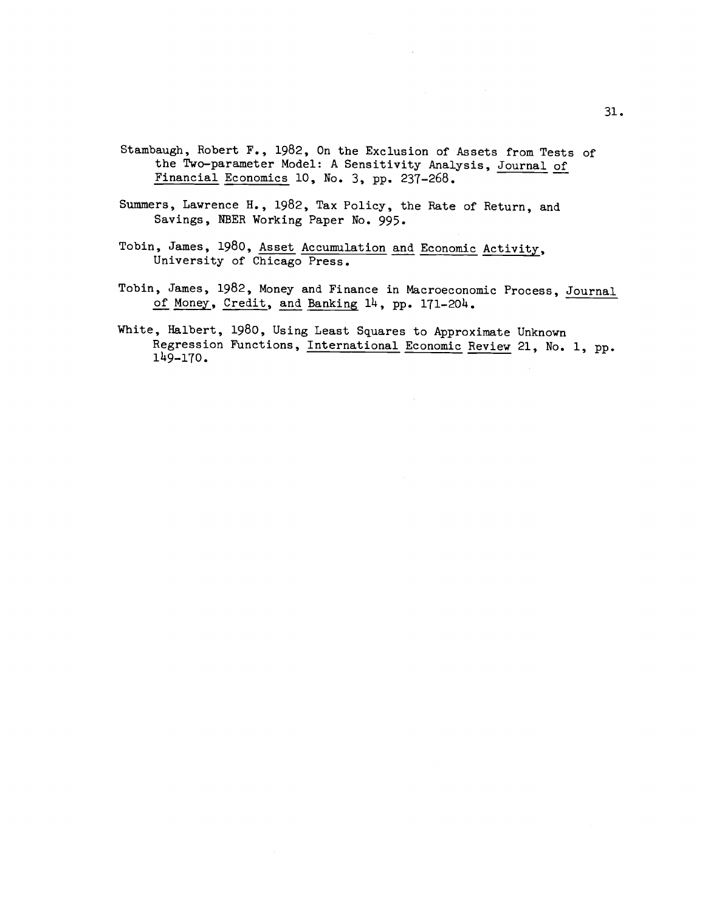Stambaugh, Robert F., 1982, On the Exclusion of Assets from Tests of the Two-parameter Model: A Sensitivity Analysis, *Journal of Financial Economics* 10, No. 3, pp. 237-268.

Summers, Lawrence H., 1982, Tax Policy, the Rate of Return, and Savings, NBER Working Paper No. 995.

Tobin, James, 1980, *Asset Accumulation and Economic Activity*, University of Chicago Press.

Tobin, James, 1982, Money and Finance in Macroeconomic Process, *Journal of Money, Credit, and Banking* 14, pp. 171-204.

White, Halbert, 1980, Using Least Squares to Approximate Unknown Regression Functions, *International Economic Review* 21, No. 1, pp. 149-170.